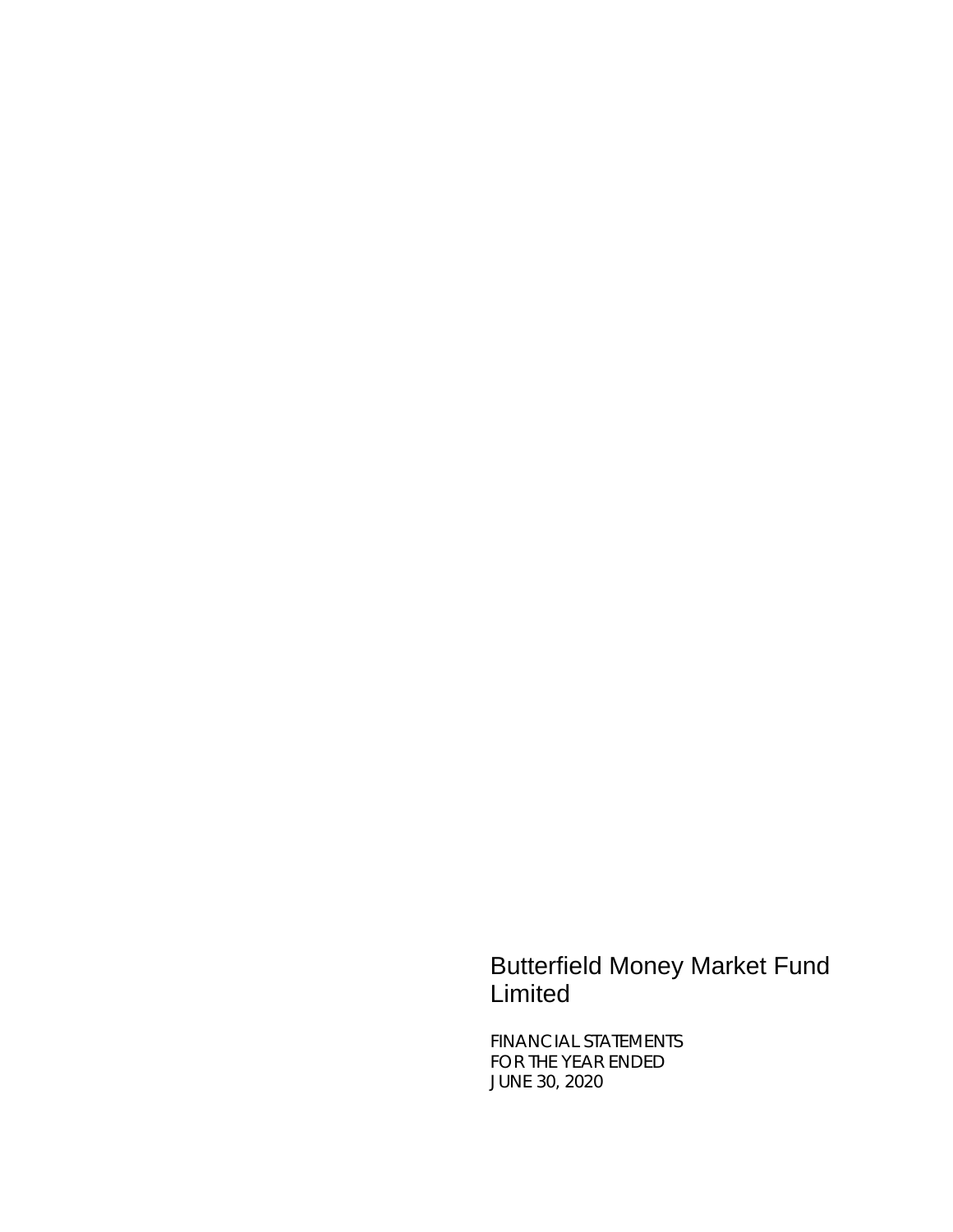# Butterfield Money Market Fund Limited

FINANCIAL STATEMENTS
FOR THE YEAR ENDED
JUNE 30, 2020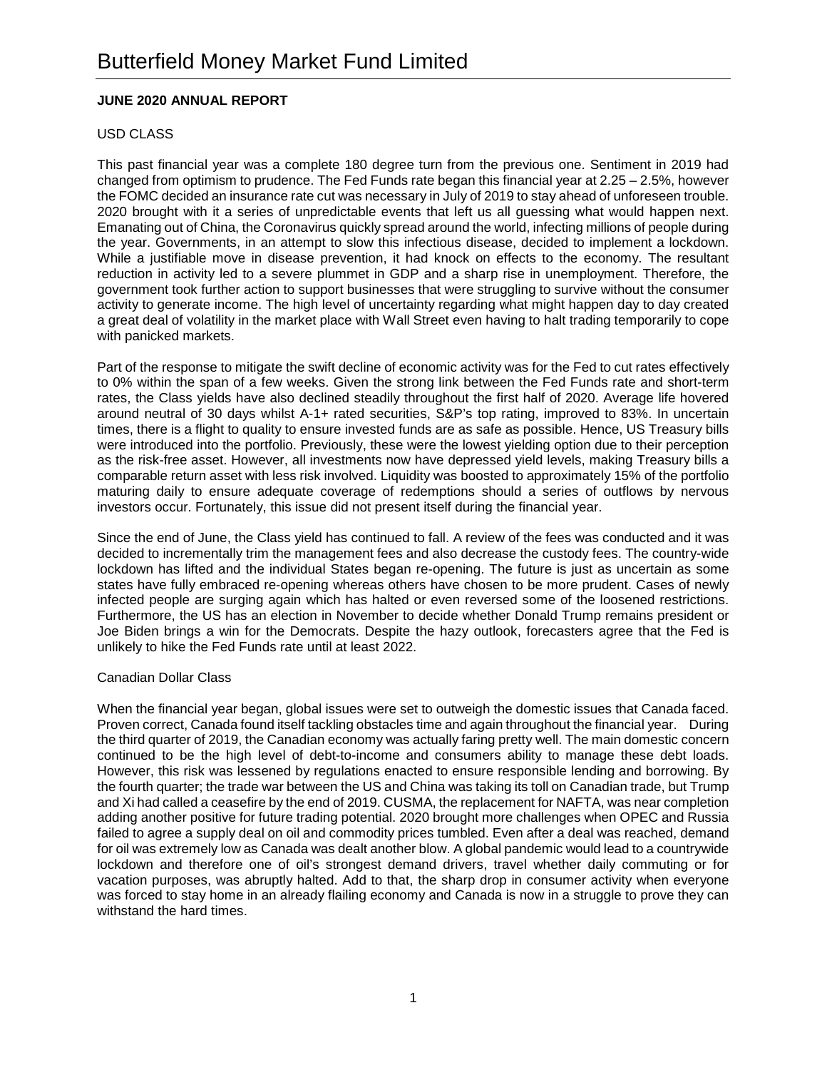# Butterfield Money Market Fund Limited

**JUNE 2020 ANNUAL REPORT**

USD CLASS

This past financial year was a complete 180 degree turn from the previous one. Sentiment in 2019 had changed from optimism to prudence. The Fed Funds rate began this financial year at 2.25 – 2.5%, however the FOMC decided an insurance rate cut was necessary in July of 2019 to stay ahead of unforeseen trouble. 2020 brought with it a series of unpredictable events that left us all guessing what would happen next. Emanating out of China, the Coronavirus quickly spread around the world, infecting millions of people during the year. Governments, in an attempt to slow this infectious disease, decided to implement a lockdown. While a justifiable move in disease prevention, it had knock on effects to the economy. The resultant reduction in activity led to a severe plummet in GDP and a sharp rise in unemployment. Therefore, the government took further action to support businesses that were struggling to survive without the consumer activity to generate income. The high level of uncertainty regarding what might happen day to day created a great deal of volatility in the market place with Wall Street even having to halt trading temporarily to cope with panicked markets.

Part of the response to mitigate the swift decline of economic activity was for the Fed to cut rates effectively to 0% within the span of a few weeks. Given the strong link between the Fed Funds rate and short-term rates, the Class yields have also declined steadily throughout the first half of 2020. Average life hovered around neutral of 30 days whilst A-1+ rated securities, S&P's top rating, improved to 83%. In uncertain times, there is a flight to quality to ensure invested funds are as safe as possible. Hence, US Treasury bills were introduced into the portfolio. Previously, these were the lowest yielding option due to their perception as the risk-free asset. However, all investments now have depressed yield levels, making Treasury bills a comparable return asset with less risk involved. Liquidity was boosted to approximately 15% of the portfolio maturing daily to ensure adequate coverage of redemptions should a series of outflows by nervous investors occur. Fortunately, this issue did not present itself during the financial year.

Since the end of June, the Class yield has continued to fall. A review of the fees was conducted and it was decided to incrementally trim the management fees and also decrease the custody fees. The country-wide lockdown has lifted and the individual States began re-opening. The future is just as uncertain as some states have fully embraced re-opening whereas others have chosen to be more prudent. Cases of newly infected people are surging again which has halted or even reversed some of the loosened restrictions. Furthermore, the US has an election in November to decide whether Donald Trump remains president or Joe Biden brings a win for the Democrats. Despite the hazy outlook, forecasters agree that the Fed is unlikely to hike the Fed Funds rate until at least 2022.

Canadian Dollar Class

When the financial year began, global issues were set to outweigh the domestic issues that Canada faced. Proven correct, Canada found itself tackling obstacles time and again throughout the financial year. During the third quarter of 2019, the Canadian economy was actually faring pretty well. The main domestic concern continued to be the high level of debt-to-income and consumers ability to manage these debt loads. However, this risk was lessened by regulations enacted to ensure responsible lending and borrowing. By the fourth quarter; the trade war between the US and China was taking its toll on Canadian trade, but Trump and Xi had called a ceasefire by the end of 2019. CUSMA, the replacement for NAFTA, was near completion adding another positive for future trading potential. 2020 brought more challenges when OPEC and Russia failed to agree a supply deal on oil and commodity prices tumbled. Even after a deal was reached, demand for oil was extremely low as Canada was dealt another blow. A global pandemic would lead to a countrywide lockdown and therefore one of oil's strongest demand drivers, travel whether daily commuting or for vacation purposes, was abruptly halted. Add to that, the sharp drop in consumer activity when everyone was forced to stay home in an already flailing economy and Canada is now in a struggle to prove they can withstand the hard times.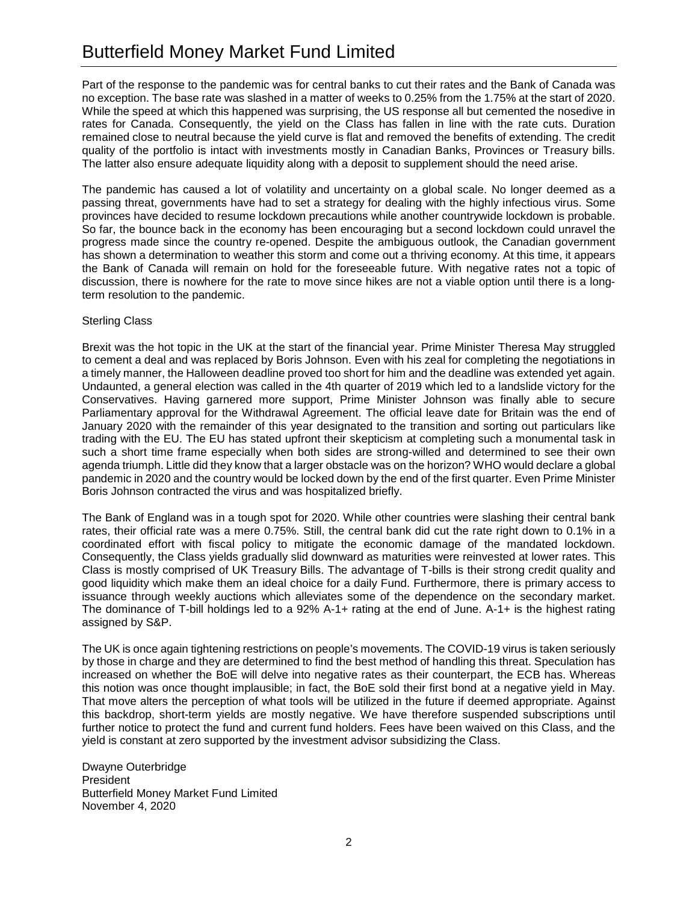Part of the response to the pandemic was for central banks to cut their rates and the Bank of Canada was no exception. The base rate was slashed in a matter of weeks to 0.25% from the 1.75% at the start of 2020. While the speed at which this happened was surprising, the US response all but cemented the nosedive in rates for Canada. Consequently, the yield on the Class has fallen in line with the rate cuts. Duration remained close to neutral because the yield curve is flat and removed the benefits of extending. The credit quality of the portfolio is intact with investments mostly in Canadian Banks, Provinces or Treasury bills. The latter also ensure adequate liquidity along with a deposit to supplement should the need arise.

The pandemic has caused a lot of volatility and uncertainty on a global scale. No longer deemed as a passing threat, governments have had to set a strategy for dealing with the highly infectious virus. Some provinces have decided to resume lockdown precautions while another countrywide lockdown is probable. So far, the bounce back in the economy has been encouraging but a second lockdown could unravel the progress made since the country re-opened. Despite the ambiguous outlook, the Canadian government has shown a determination to weather this storm and come out a thriving economy. At this time, it appears the Bank of Canada will remain on hold for the foreseeable future. With negative rates not a topic of discussion, there is nowhere for the rate to move since hikes are not a viable option until there is a long-term resolution to the pandemic.

Sterling Class

Brexit was the hot topic in the UK at the start of the financial year. Prime Minister Theresa May struggled to cement a deal and was replaced by Boris Johnson. Even with his zeal for completing the negotiations in a timely manner, the Halloween deadline proved too short for him and the deadline was extended yet again. Undaunted, a general election was called in the 4th quarter of 2019 which led to a landslide victory for the Conservatives. Having garnered more support, Prime Minister Johnson was finally able to secure Parliamentary approval for the Withdrawal Agreement. The official leave date for Britain was the end of January 2020 with the remainder of this year designated to the transition and sorting out particulars like trading with the EU. The EU has stated upfront their skepticism at completing such a monumental task in such a short time frame especially when both sides are strong-willed and determined to see their own agenda triumph. Little did they know that a larger obstacle was on the horizon? WHO would declare a global pandemic in 2020 and the country would be locked down by the end of the first quarter. Even Prime Minister Boris Johnson contracted the virus and was hospitalized briefly.

The Bank of England was in a tough spot for 2020. While other countries were slashing their central bank rates, their official rate was a mere 0.75%. Still, the central bank did cut the rate right down to 0.1% in a coordinated effort with fiscal policy to mitigate the economic damage of the mandated lockdown. Consequently, the Class yields gradually slid downward as maturities were reinvested at lower rates. This Class is mostly comprised of UK Treasury Bills. The advantage of T-bills is their strong credit quality and good liquidity which make them an ideal choice for a daily Fund. Furthermore, there is primary access to issuance through weekly auctions which alleviates some of the dependence on the secondary market. The dominance of T-bill holdings led to a 92% A-1+ rating at the end of June. A-1+ is the highest rating assigned by S&P.

The UK is once again tightening restrictions on people's movements. The COVID-19 virus is taken seriously by those in charge and they are determined to find the best method of handling this threat. Speculation has increased on whether the BoE will delve into negative rates as their counterpart, the ECB has. Whereas this notion was once thought implausible; in fact, the BoE sold their first bond at a negative yield in May. That move alters the perception of what tools will be utilized in the future if deemed appropriate. Against this backdrop, short-term yields are mostly negative. We have therefore suspended subscriptions until further notice to protect the fund and current fund holders. Fees have been waived on this Class, and the yield is constant at zero supported by the investment advisor subsidizing the Class.

Dwayne Outerbridge
President
Butterfield Money Market Fund Limited
November 4, 2020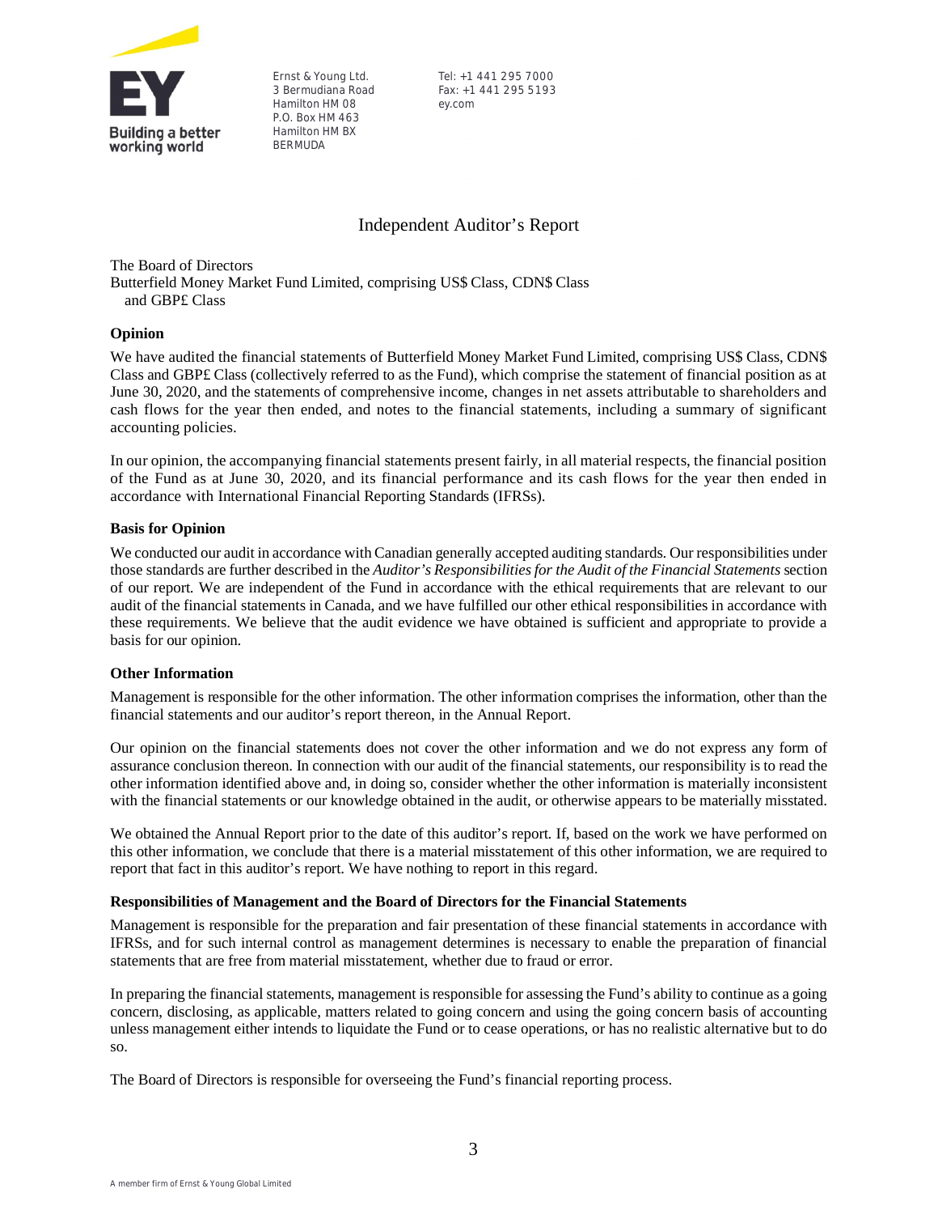Ernst & Young Ltd.
3 Bermudiana Road
Hamilton HM 08
P.O. Box HM 463
Hamilton HM BX
BERMUDA

Tel: +1 441 295 7000
Fax: +1 441 295 5193
ey.com

# Independent Auditor's Report

The Board of Directors
Butterfield Money Market Fund Limited, comprising US$ Class, CDN$ Class and GBP£ Class

## Opinion

We have audited the financial statements of Butterfield Money Market Fund Limited, comprising US$ Class, CDN$ Class and GBP£ Class (collectively referred to as the Fund), which comprise the statement of financial position as at June 30, 2020, and the statements of comprehensive income, changes in net assets attributable to shareholders and cash flows for the year then ended, and notes to the financial statements, including a summary of significant accounting policies.

In our opinion, the accompanying financial statements present fairly, in all material respects, the financial position of the Fund as at June 30, 2020, and its financial performance and its cash flows for the year then ended in accordance with International Financial Reporting Standards (IFRSs).

## Basis for Opinion

We conducted our audit in accordance with Canadian generally accepted auditing standards. Our responsibilities under those standards are further described in the *Auditor's Responsibilities for the Audit of the Financial Statements* section of our report. We are independent of the Fund in accordance with the ethical requirements that are relevant to our audit of the financial statements in Canada, and we have fulfilled our other ethical responsibilities in accordance with these requirements. We believe that the audit evidence we have obtained is sufficient and appropriate to provide a basis for our opinion.

## Other Information

Management is responsible for the other information. The other information comprises the information, other than the financial statements and our auditor's report thereon, in the Annual Report.

Our opinion on the financial statements does not cover the other information and we do not express any form of assurance conclusion thereon. In connection with our audit of the financial statements, our responsibility is to read the other information identified above and, in doing so, consider whether the other information is materially inconsistent with the financial statements or our knowledge obtained in the audit, or otherwise appears to be materially misstated.

We obtained the Annual Report prior to the date of this auditor's report. If, based on the work we have performed on this other information, we conclude that there is a material misstatement of this other information, we are required to report that fact in this auditor's report. We have nothing to report in this regard.

## Responsibilities of Management and the Board of Directors for the Financial Statements

Management is responsible for the preparation and fair presentation of these financial statements in accordance with IFRSs, and for such internal control as management determines is necessary to enable the preparation of financial statements that are free from material misstatement, whether due to fraud or error.

In preparing the financial statements, management is responsible for assessing the Fund's ability to continue as a going concern, disclosing, as applicable, matters related to going concern and using the going concern basis of accounting unless management either intends to liquidate the Fund or to cease operations, or has no realistic alternative but to do so.

The Board of Directors is responsible for overseeing the Fund's financial reporting process.

A member firm of Ernst & Young Global Limited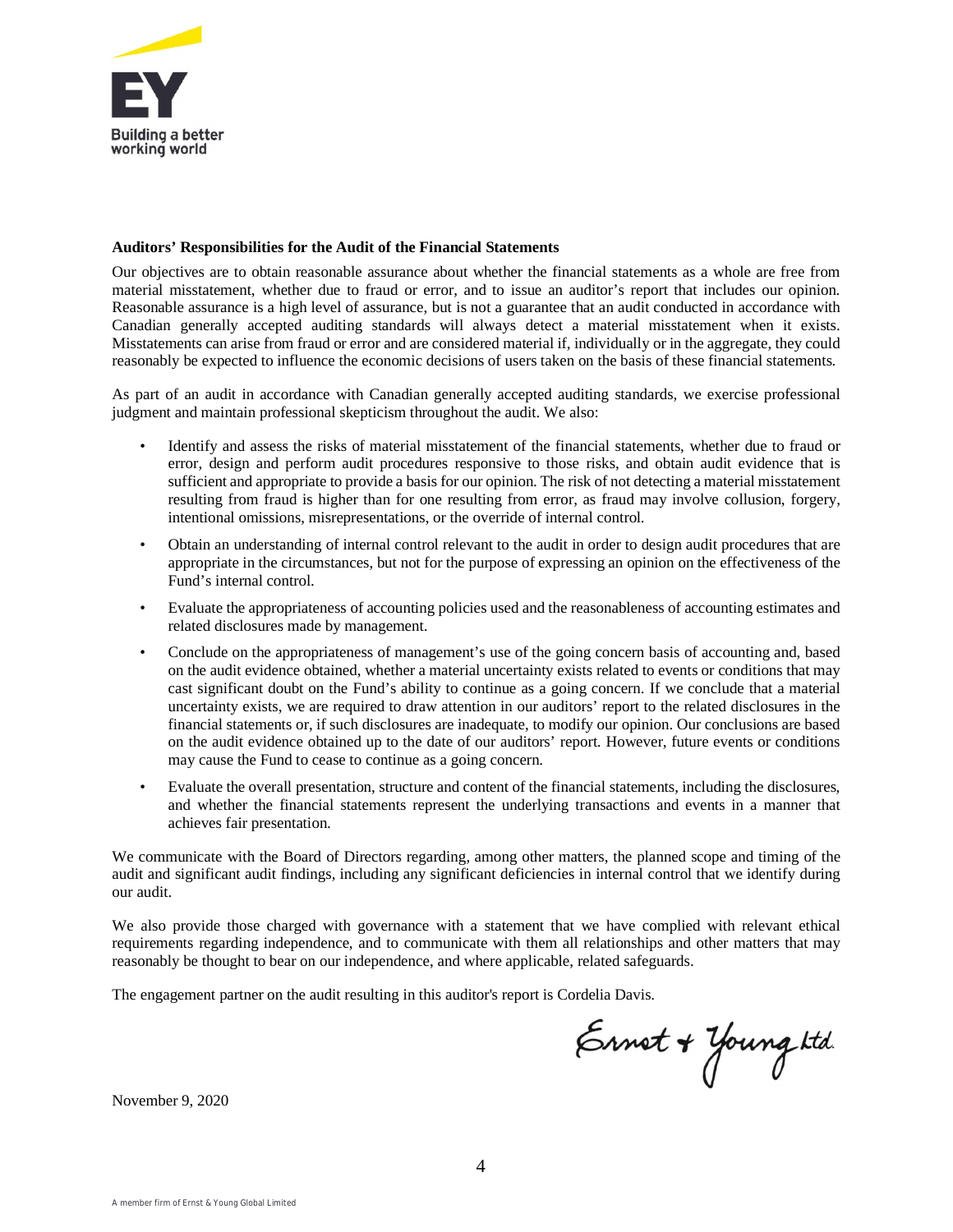**Auditors' Responsibilities for the Audit of the Financial Statements**

Our objectives are to obtain reasonable assurance about whether the financial statements as a whole are free from material misstatement, whether due to fraud or error, and to issue an auditor's report that includes our opinion. Reasonable assurance is a high level of assurance, but is not a guarantee that an audit conducted in accordance with Canadian generally accepted auditing standards will always detect a material misstatement when it exists. Misstatements can arise from fraud or error and are considered material if, individually or in the aggregate, they could reasonably be expected to influence the economic decisions of users taken on the basis of these financial statements.

As part of an audit in accordance with Canadian generally accepted auditing standards, we exercise professional judgment and maintain professional skepticism throughout the audit. We also:

- Identify and assess the risks of material misstatement of the financial statements, whether due to fraud or error, design and perform audit procedures responsive to those risks, and obtain audit evidence that is sufficient and appropriate to provide a basis for our opinion. The risk of not detecting a material misstatement resulting from fraud is higher than for one resulting from error, as fraud may involve collusion, forgery, intentional omissions, misrepresentations, or the override of internal control.
- Obtain an understanding of internal control relevant to the audit in order to design audit procedures that are appropriate in the circumstances, but not for the purpose of expressing an opinion on the effectiveness of the Fund's internal control.
- Evaluate the appropriateness of accounting policies used and the reasonableness of accounting estimates and related disclosures made by management.
- Conclude on the appropriateness of management's use of the going concern basis of accounting and, based on the audit evidence obtained, whether a material uncertainty exists related to events or conditions that may cast significant doubt on the Fund's ability to continue as a going concern. If we conclude that a material uncertainty exists, we are required to draw attention in our auditors' report to the related disclosures in the financial statements or, if such disclosures are inadequate, to modify our opinion. Our conclusions are based on the audit evidence obtained up to the date of our auditors' report. However, future events or conditions may cause the Fund to cease to continue as a going concern.
- Evaluate the overall presentation, structure and content of the financial statements, including the disclosures, and whether the financial statements represent the underlying transactions and events in a manner that achieves fair presentation.

We communicate with the Board of Directors regarding, among other matters, the planned scope and timing of the audit and significant audit findings, including any significant deficiencies in internal control that we identify during our audit.

We also provide those charged with governance with a statement that we have complied with relevant ethical requirements regarding independence, and to communicate with them all relationships and other matters that may reasonably be thought to bear on our independence, and where applicable, related safeguards.

The engagement partner on the audit resulting in this auditor's report is Cordelia Davis.

Ernst & Young Ltd.

November 9, 2020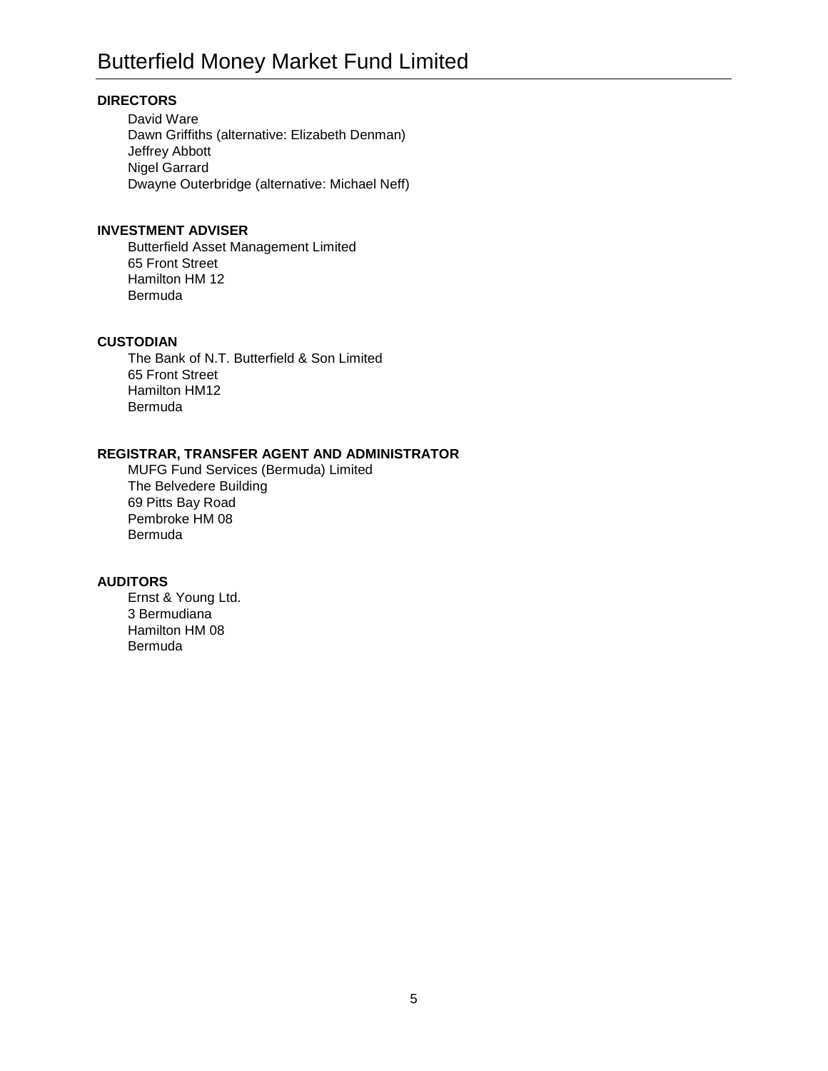# Butterfield Money Market Fund Limited

**DIRECTORS**

David Ware
Dawn Griffiths (alternative: Elizabeth Denman)
Jeffrey Abbott
Nigel Garrard
Dwayne Outerbridge (alternative: Michael Neff)

**INVESTMENT ADVISER**

Butterfield Asset Management Limited
65 Front Street
Hamilton HM 12
Bermuda

**CUSTODIAN**

The Bank of N.T. Butterfield & Son Limited
65 Front Street
Hamilton HM12
Bermuda

**REGISTRAR, TRANSFER AGENT AND ADMINISTRATOR**

MUFG Fund Services (Bermuda) Limited
The Belvedere Building
69 Pitts Bay Road
Pembroke HM 08
Bermuda

**AUDITORS**

Ernst & Young Ltd.
3 Bermudiana
Hamilton HM 08
Bermuda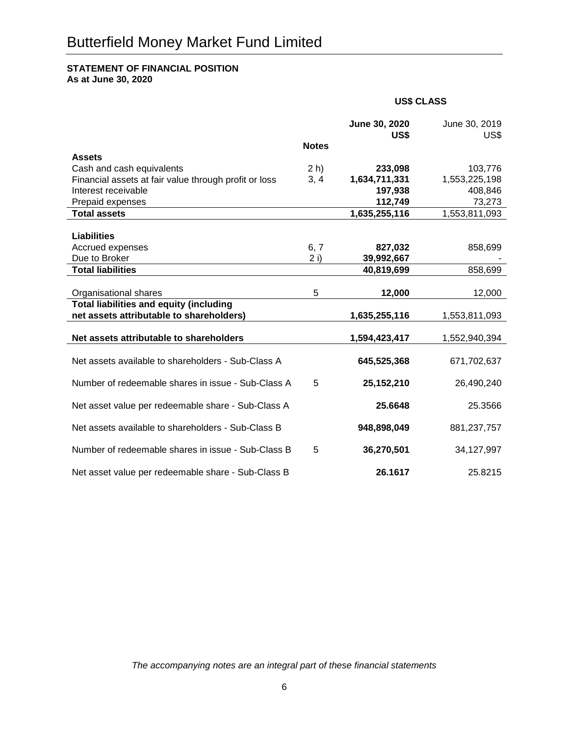# Butterfield Money Market Fund Limited

**STATEMENT OF FINANCIAL POSITION**
**As at June 30, 2020**

| | | **US$ CLASS** | |
|---|---|---|---|
| | **Notes** | **June 30, 2020 US$** | June 30, 2019 US$ |
| **Assets** | | | |
| Cash and cash equivalents | 2 h) | **233,098** | 103,776 |
| Financial assets at fair value through profit or loss | 3, 4 | **1,634,711,331** | 1,553,225,198 |
| Interest receivable | | **197,938** | 408,846 |
| Prepaid expenses | | **112,749** | 73,273 |
| **Total assets** | | **1,635,255,116** | 1,553,811,093 |
| **Liabilities** | | | |
| Accrued expenses | 6, 7 | **827,032** | 858,699 |
| Due to Broker | 2 i) | **39,992,667** | - |
| **Total liabilities** | | **40,819,699** | 858,699 |
| Organisational shares | 5 | **12,000** | 12,000 |
| **Total liabilities and equity (including net assets attributable to shareholders)** | | **1,635,255,116** | 1,553,811,093 |
| **Net assets attributable to shareholders** | | **1,594,423,417** | 1,552,940,394 |
| Net assets available to shareholders - Sub-Class A | | **645,525,368** | 671,702,637 |
| Number of redeemable shares in issue - Sub-Class A | 5 | **25,152,210** | 26,490,240 |
| Net asset value per redeemable share - Sub-Class A | | **25.6648** | 25.3566 |
| Net assets available to shareholders - Sub-Class B | | **948,898,049** | 881,237,757 |
| Number of redeemable shares in issue - Sub-Class B | 5 | **36,270,501** | 34,127,997 |
| Net asset value per redeemable share - Sub-Class B | | **26.1617** | 25.8215 |

*The accompanying notes are an integral part of these financial statements*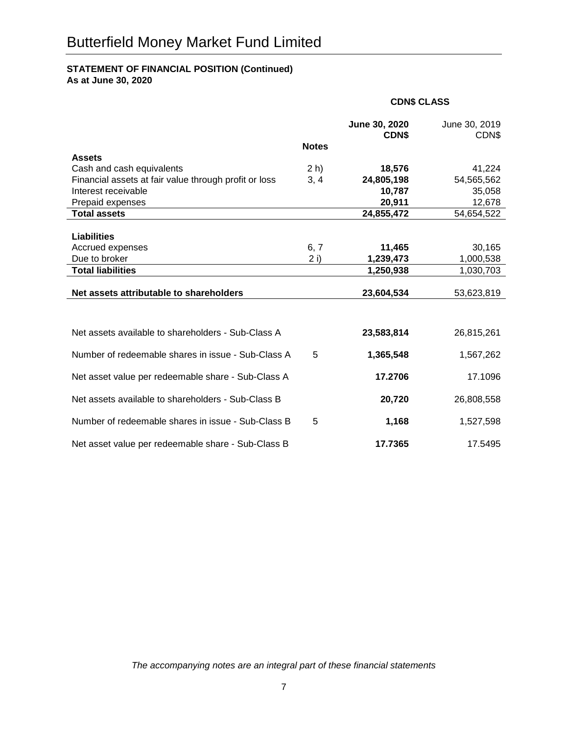# Butterfield Money Market Fund Limited

**STATEMENT OF FINANCIAL POSITION (Continued)**
**As at June 30, 2020**

| | | **CDN$ CLASS** | |
|---|---|---|---|
| | **Notes** | **June 30, 2020 CDN$** | June 30, 2019 CDN$ |
| **Assets** | | | |
| Cash and cash equivalents | 2 h) | **18,576** | 41,224 |
| Financial assets at fair value through profit or loss | 3, 4 | **24,805,198** | 54,565,562 |
| Interest receivable | | **10,787** | 35,058 |
| Prepaid expenses | | **20,911** | 12,678 |
| **Total assets** | | **24,855,472** | 54,654,522 |
| **Liabilities** | | | |
| Accrued expenses | 6, 7 | **11,465** | 30,165 |
| Due to broker | 2 i) | **1,239,473** | 1,000,538 |
| **Total liabilities** | | **1,250,938** | 1,030,703 |
| **Net assets attributable to shareholders** | | **23,604,534** | 53,623,819 |
| Net assets available to shareholders - Sub-Class A | | **23,583,814** | 26,815,261 |
| Number of redeemable shares in issue - Sub-Class A | 5 | **1,365,548** | 1,567,262 |
| Net asset value per redeemable share - Sub-Class A | | **17.2706** | 17.1096 |
| Net assets available to shareholders - Sub-Class B | | **20,720** | 26,808,558 |
| Number of redeemable shares in issue - Sub-Class B | 5 | **1,168** | 1,527,598 |
| Net asset value per redeemable share - Sub-Class B | | **17.7365** | 17.5495 |

*The accompanying notes are an integral part of these financial statements*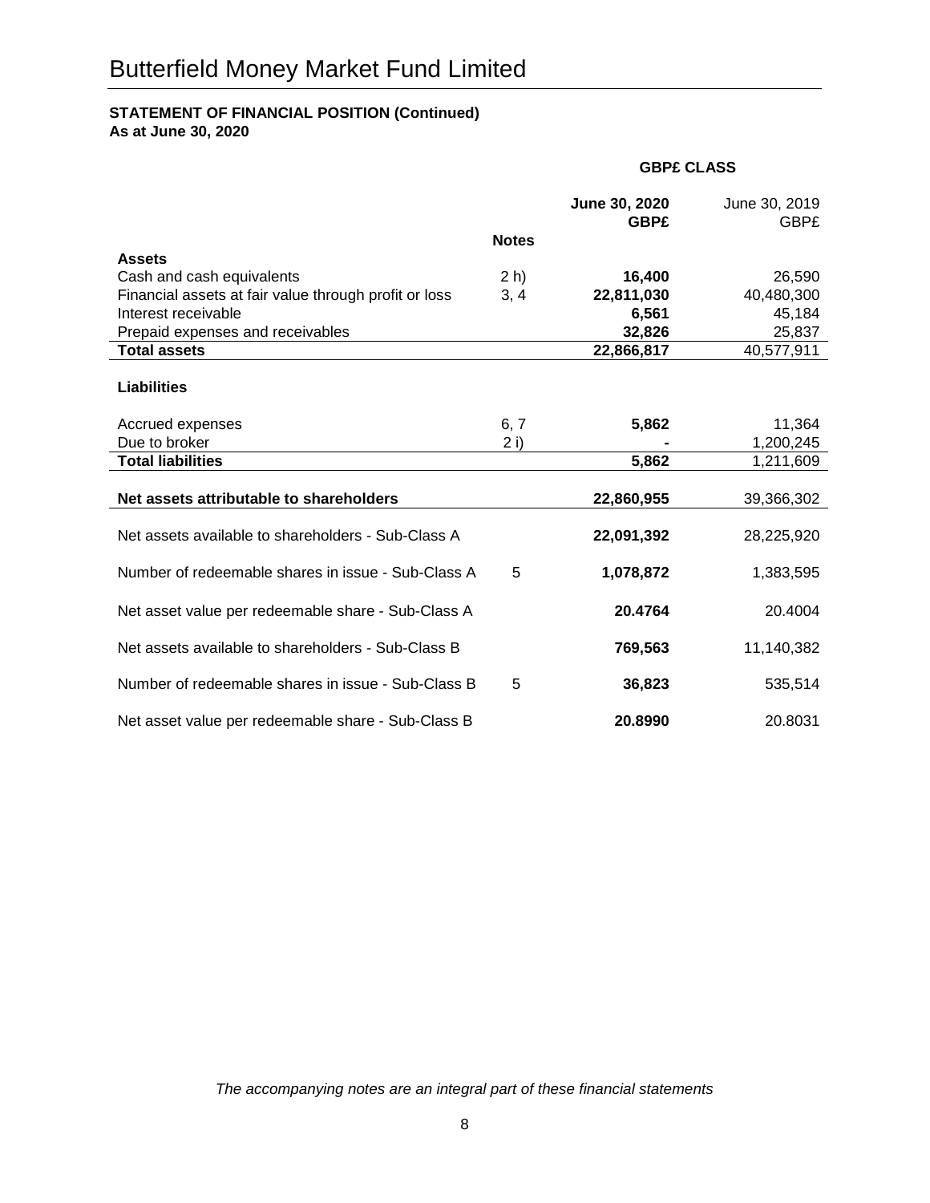# Butterfield Money Market Fund Limited

**STATEMENT OF FINANCIAL POSITION (Continued)**
**As at June 30, 2020**

| | | GBP£ CLASS | |
|---|---|---|---|
| | | **June 30, 2020** | June 30, 2019 |
| | **Notes** | **GBP£** | GBP£ |
| **Assets** | | | |
| Cash and cash equivalents | 2 h) | **16,400** | 26,590 |
| Financial assets at fair value through profit or loss | 3, 4 | **22,811,030** | 40,480,300 |
| Interest receivable | | **6,561** | 45,184 |
| Prepaid expenses and receivables | | **32,826** | 25,837 |
| **Total assets** | | **22,866,817** | 40,577,911 |
| **Liabilities** | | | |
| Accrued expenses | 6, 7 | **5,862** | 11,364 |
| Due to broker | 2 i) | **-** | 1,200,245 |
| **Total liabilities** | | **5,862** | 1,211,609 |
| **Net assets attributable to shareholders** | | **22,860,955** | 39,366,302 |
| Net assets available to shareholders - Sub-Class A | | **22,091,392** | 28,225,920 |
| Number of redeemable shares in issue - Sub-Class A | 5 | **1,078,872** | 1,383,595 |
| Net asset value per redeemable share - Sub-Class A | | **20.4764** | 20.4004 |
| Net assets available to shareholders - Sub-Class B | | **769,563** | 11,140,382 |
| Number of redeemable shares in issue - Sub-Class B | 5 | **36,823** | 535,514 |
| Net asset value per redeemable share - Sub-Class B | | **20.8990** | 20.8031 |

*The accompanying notes are an integral part of these financial statements*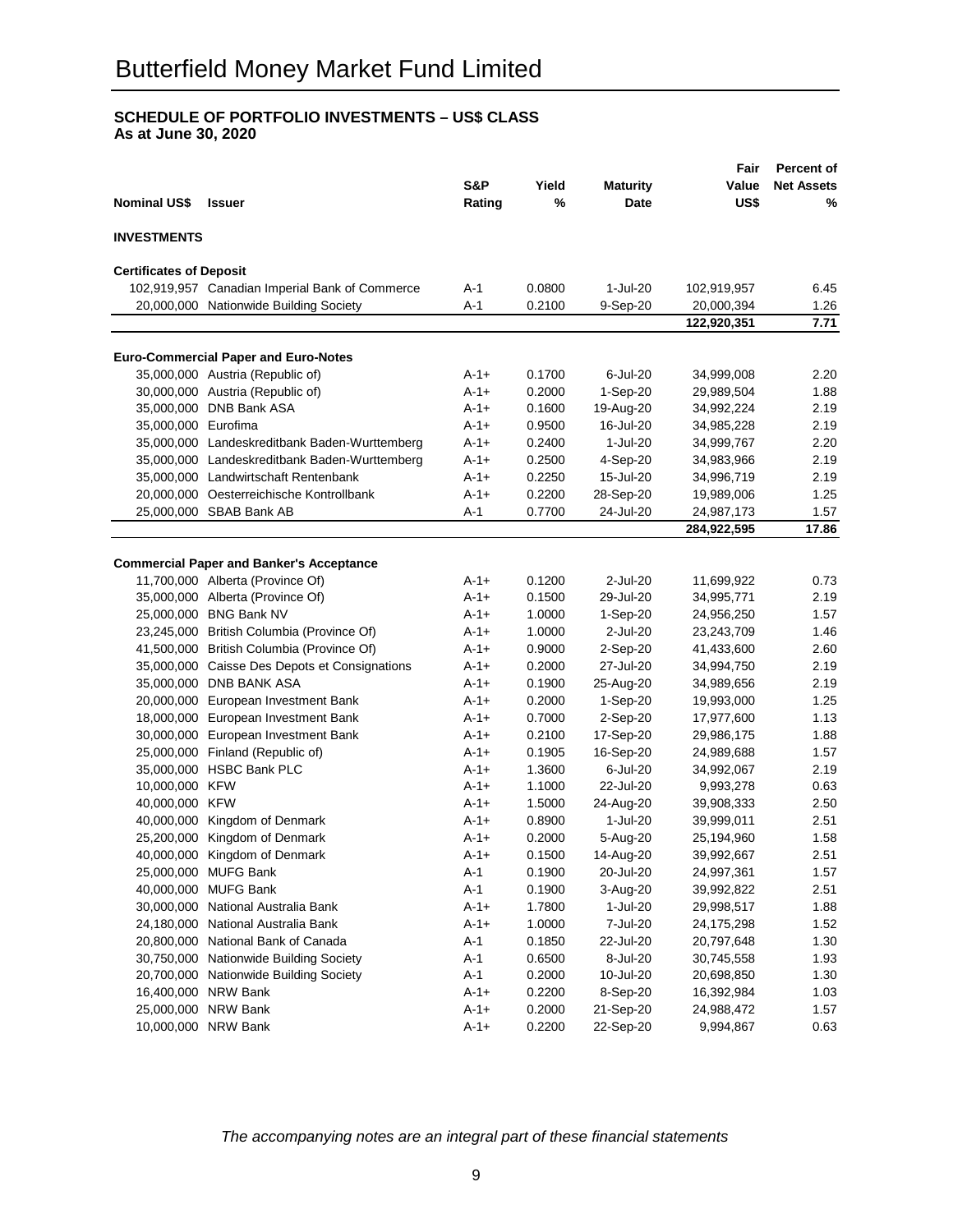# Butterfield Money Market Fund Limited

**SCHEDULE OF PORTFOLIO INVESTMENTS – US$ CLASS**
**As at June 30, 2020**

| Nominal US$ | Issuer | S&P Rating | Yield % | Maturity Date | Fair Value US$ | Percent of Net Assets % |
|---|---|---|---|---|---|---|
| **INVESTMENTS** | | | | | | |
| **Certificates of Deposit** | | | | | | |
| 102,919,957 | Canadian Imperial Bank of Commerce | A-1 | 0.0800 | 1-Jul-20 | 102,919,957 | 6.45 |
| 20,000,000 | Nationwide Building Society | A-1 | 0.2100 | 9-Sep-20 | 20,000,394 | 1.26 |
| | | | | | **122,920,351** | **7.71** |
| **Euro-Commercial Paper and Euro-Notes** | | | | | | |
| 35,000,000 | Austria (Republic of) | A-1+ | 0.1700 | 6-Jul-20 | 34,999,008 | 2.20 |
| 30,000,000 | Austria (Republic of) | A-1+ | 0.2000 | 1-Sep-20 | 29,989,504 | 1.88 |
| 35,000,000 | DNB Bank ASA | A-1+ | 0.1600 | 19-Aug-20 | 34,992,224 | 2.19 |
| 35,000,000 | Eurofima | A-1+ | 0.9500 | 16-Jul-20 | 34,985,228 | 2.19 |
| 35,000,000 | Landeskreditbank Baden-Wurttemberg | A-1+ | 0.2400 | 1-Jul-20 | 34,999,767 | 2.20 |
| 35,000,000 | Landeskreditbank Baden-Wurttemberg | A-1+ | 0.2500 | 4-Sep-20 | 34,983,966 | 2.19 |
| 35,000,000 | Landwirtschaft Rentenbank | A-1+ | 0.2250 | 15-Jul-20 | 34,996,719 | 2.19 |
| 20,000,000 | Oesterreichische Kontrollbank | A-1+ | 0.2200 | 28-Sep-20 | 19,989,006 | 1.25 |
| 25,000,000 | SBAB Bank AB | A-1 | 0.7700 | 24-Jul-20 | 24,987,173 | 1.57 |
| | | | | | **284,922,595** | **17.86** |
| **Commercial Paper and Banker's Acceptance** | | | | | | |
| 11,700,000 | Alberta (Province Of) | A-1+ | 0.1200 | 2-Jul-20 | 11,699,922 | 0.73 |
| 35,000,000 | Alberta (Province Of) | A-1+ | 0.1500 | 29-Jul-20 | 34,995,771 | 2.19 |
| 25,000,000 | BNG Bank NV | A-1+ | 1.0000 | 1-Sep-20 | 24,956,250 | 1.57 |
| 23,245,000 | British Columbia (Province Of) | A-1+ | 1.0000 | 2-Jul-20 | 23,243,709 | 1.46 |
| 41,500,000 | British Columbia (Province Of) | A-1+ | 0.9000 | 2-Sep-20 | 41,433,600 | 2.60 |
| 35,000,000 | Caisse Des Depots et Consignations | A-1+ | 0.2000 | 27-Jul-20 | 34,994,750 | 2.19 |
| 35,000,000 | DNB BANK ASA | A-1+ | 0.1900 | 25-Aug-20 | 34,989,656 | 2.19 |
| 20,000,000 | European Investment Bank | A-1+ | 0.2000 | 1-Sep-20 | 19,993,000 | 1.25 |
| 18,000,000 | European Investment Bank | A-1+ | 0.7000 | 2-Sep-20 | 17,977,600 | 1.13 |
| 30,000,000 | European Investment Bank | A-1+ | 0.2100 | 17-Sep-20 | 29,986,175 | 1.88 |
| 25,000,000 | Finland (Republic of) | A-1+ | 0.1905 | 16-Sep-20 | 24,989,688 | 1.57 |
| 35,000,000 | HSBC Bank PLC | A-1+ | 1.3600 | 6-Jul-20 | 34,992,067 | 2.19 |
| 10,000,000 | KFW | A-1+ | 1.1000 | 22-Jul-20 | 9,993,278 | 0.63 |
| 40,000,000 | KFW | A-1+ | 1.5000 | 24-Aug-20 | 39,908,333 | 2.50 |
| 40,000,000 | Kingdom of Denmark | A-1+ | 0.8900 | 1-Jul-20 | 39,999,011 | 2.51 |
| 25,200,000 | Kingdom of Denmark | A-1+ | 0.2000 | 5-Aug-20 | 25,194,960 | 1.58 |
| 40,000,000 | Kingdom of Denmark | A-1+ | 0.1500 | 14-Aug-20 | 39,992,667 | 2.51 |
| 25,000,000 | MUFG Bank | A-1 | 0.1900 | 20-Jul-20 | 24,997,361 | 1.57 |
| 40,000,000 | MUFG Bank | A-1 | 0.1900 | 3-Aug-20 | 39,992,822 | 2.51 |
| 30,000,000 | National Australia Bank | A-1+ | 1.7800 | 1-Jul-20 | 29,998,517 | 1.88 |
| 24,180,000 | National Australia Bank | A-1+ | 1.0000 | 7-Jul-20 | 24,175,298 | 1.52 |
| 20,800,000 | National Bank of Canada | A-1 | 0.1850 | 22-Jul-20 | 20,797,648 | 1.30 |
| 30,750,000 | Nationwide Building Society | A-1 | 0.6500 | 8-Jul-20 | 30,745,558 | 1.93 |
| 20,700,000 | Nationwide Building Society | A-1 | 0.2000 | 10-Jul-20 | 20,698,850 | 1.30 |
| 16,400,000 | NRW Bank | A-1+ | 0.2200 | 8-Sep-20 | 16,392,984 | 1.03 |
| 25,000,000 | NRW Bank | A-1+ | 0.2000 | 21-Sep-20 | 24,988,472 | 1.57 |
| 10,000,000 | NRW Bank | A-1+ | 0.2200 | 22-Sep-20 | 9,994,867 | 0.63 |

*The accompanying notes are an integral part of these financial statements*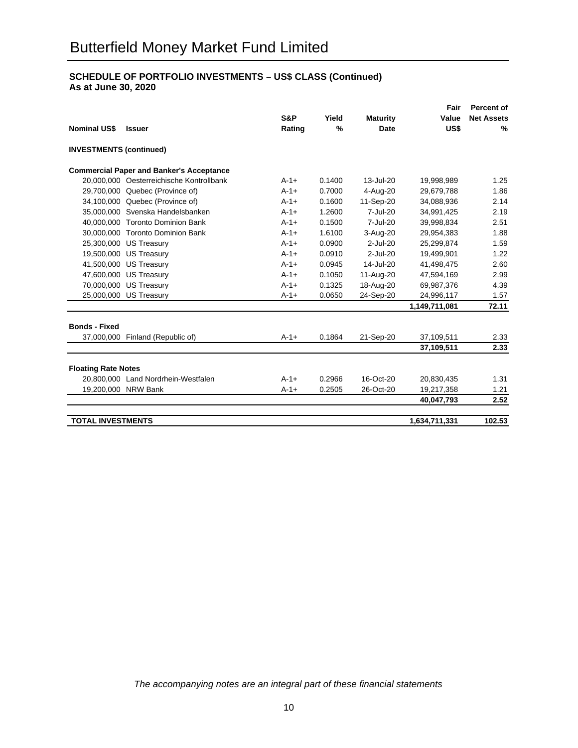# Butterfield Money Market Fund Limited

**SCHEDULE OF PORTFOLIO INVESTMENTS – US$ CLASS (Continued)**
**As at June 30, 2020**

| Nominal US$ | Issuer | S&P Rating | Yield % | Maturity Date | Fair Value US$ | Percent of Net Assets % |
|---|---|---|---|---|---|---|
| **INVESTMENTS (continued)** | | | | | | |
| **Commercial Paper and Banker's Acceptance** | | | | | | |
| 20,000,000 | Oesterreichische Kontrollbank | A-1+ | 0.1400 | 13-Jul-20 | 19,998,989 | 1.25 |
| 29,700,000 | Quebec (Province of) | A-1+ | 0.7000 | 4-Aug-20 | 29,679,788 | 1.86 |
| 34,100,000 | Quebec (Province of) | A-1+ | 0.1600 | 11-Sep-20 | 34,088,936 | 2.14 |
| 35,000,000 | Svenska Handelsbanken | A-1+ | 1.2600 | 7-Jul-20 | 34,991,425 | 2.19 |
| 40,000,000 | Toronto Dominion Bank | A-1+ | 0.1500 | 7-Jul-20 | 39,998,834 | 2.51 |
| 30,000,000 | Toronto Dominion Bank | A-1+ | 1.6100 | 3-Aug-20 | 29,954,383 | 1.88 |
| 25,300,000 | US Treasury | A-1+ | 0.0900 | 2-Jul-20 | 25,299,874 | 1.59 |
| 19,500,000 | US Treasury | A-1+ | 0.0910 | 2-Jul-20 | 19,499,901 | 1.22 |
| 41,500,000 | US Treasury | A-1+ | 0.0945 | 14-Jul-20 | 41,498,475 | 2.60 |
| 47,600,000 | US Treasury | A-1+ | 0.1050 | 11-Aug-20 | 47,594,169 | 2.99 |
| 70,000,000 | US Treasury | A-1+ | 0.1325 | 18-Aug-20 | 69,987,376 | 4.39 |
| 25,000,000 | US Treasury | A-1+ | 0.0650 | 24-Sep-20 | 24,996,117 | 1.57 |
| | | | | | **1,149,711,081** | **72.11** |
| **Bonds - Fixed** | | | | | | |
| 37,000,000 | Finland (Republic of) | A-1+ | 0.1864 | 21-Sep-20 | 37,109,511 | 2.33 |
| | | | | | **37,109,511** | **2.33** |
| **Floating Rate Notes** | | | | | | |
| 20,800,000 | Land Nordrhein-Westfalen | A-1+ | 0.2966 | 16-Oct-20 | 20,830,435 | 1.31 |
| 19,200,000 | NRW Bank | A-1+ | 0.2505 | 26-Oct-20 | 19,217,358 | 1.21 |
| | | | | | **40,047,793** | **2.52** |
| **TOTAL INVESTMENTS** | | | | | **1,634,711,331** | **102.53** |

*The accompanying notes are an integral part of these financial statements*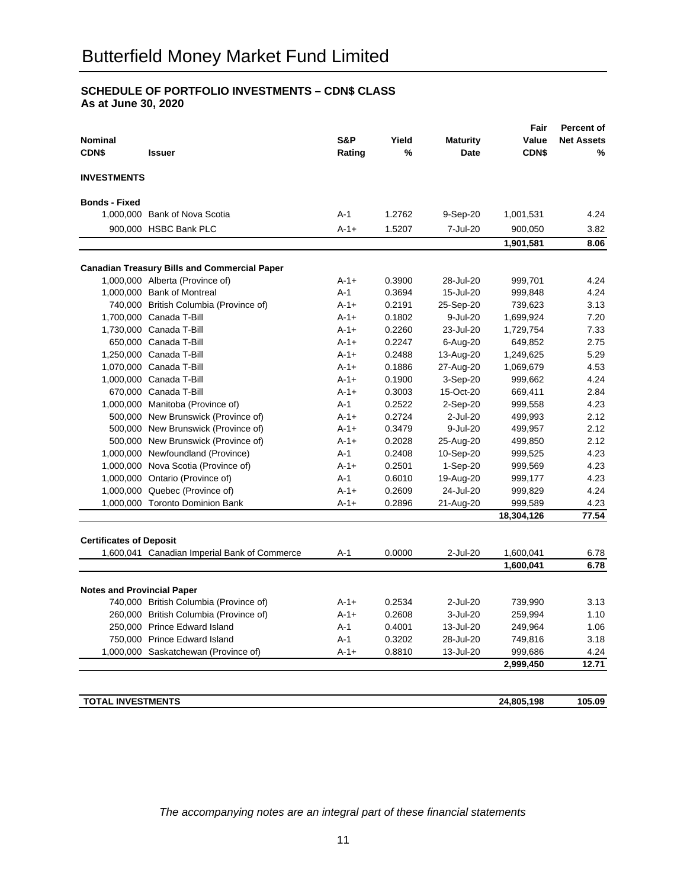# Butterfield Money Market Fund Limited

**SCHEDULE OF PORTFOLIO INVESTMENTS – CDN$ CLASS**
**As at June 30, 2020**

| Nominal CDN$ | Issuer | S&P Rating | Yield % | Maturity Date | Fair Value CDN$ | Percent of Net Assets % |
|---|---|---|---|---|---|---|
| **INVESTMENTS** | | | | | | |
| **Bonds - Fixed** | | | | | | |
| 1,000,000 | Bank of Nova Scotia | A-1 | 1.2762 | 9-Sep-20 | 1,001,531 | 4.24 |
| 900,000 | HSBC Bank PLC | A-1+ | 1.5207 | 7-Jul-20 | 900,050 | 3.82 |
| | | | | | **1,901,581** | **8.06** |
| **Canadian Treasury Bills and Commercial Paper** | | | | | | |
| 1,000,000 | Alberta (Province of) | A-1+ | 0.3900 | 28-Jul-20 | 999,701 | 4.24 |
| 1,000,000 | Bank of Montreal | A-1 | 0.3694 | 15-Jul-20 | 999,848 | 4.24 |
| 740,000 | British Columbia (Province of) | A-1+ | 0.2191 | 25-Sep-20 | 739,623 | 3.13 |
| 1,700,000 | Canada T-Bill | A-1+ | 0.1802 | 9-Jul-20 | 1,699,924 | 7.20 |
| 1,730,000 | Canada T-Bill | A-1+ | 0.2260 | 23-Jul-20 | 1,729,754 | 7.33 |
| 650,000 | Canada T-Bill | A-1+ | 0.2247 | 6-Aug-20 | 649,852 | 2.75 |
| 1,250,000 | Canada T-Bill | A-1+ | 0.2488 | 13-Aug-20 | 1,249,625 | 5.29 |
| 1,070,000 | Canada T-Bill | A-1+ | 0.1886 | 27-Aug-20 | 1,069,679 | 4.53 |
| 1,000,000 | Canada T-Bill | A-1+ | 0.1900 | 3-Sep-20 | 999,662 | 4.24 |
| 670,000 | Canada T-Bill | A-1+ | 0.3003 | 15-Oct-20 | 669,411 | 2.84 |
| 1,000,000 | Manitoba (Province of) | A-1 | 0.2522 | 2-Sep-20 | 999,558 | 4.23 |
| 500,000 | New Brunswick (Province of) | A-1+ | 0.2724 | 2-Jul-20 | 499,993 | 2.12 |
| 500,000 | New Brunswick (Province of) | A-1+ | 0.3479 | 9-Jul-20 | 499,957 | 2.12 |
| 500,000 | New Brunswick (Province of) | A-1+ | 0.2028 | 25-Aug-20 | 499,850 | 2.12 |
| 1,000,000 | Newfoundland (Province) | A-1 | 0.2408 | 10-Sep-20 | 999,525 | 4.23 |
| 1,000,000 | Nova Scotia (Province of) | A-1+ | 0.2501 | 1-Sep-20 | 999,569 | 4.23 |
| 1,000,000 | Ontario (Province of) | A-1 | 0.6010 | 19-Aug-20 | 999,177 | 4.23 |
| 1,000,000 | Quebec (Province of) | A-1+ | 0.2609 | 24-Jul-20 | 999,829 | 4.24 |
| 1,000,000 | Toronto Dominion Bank | A-1+ | 0.2896 | 21-Aug-20 | 999,589 | 4.23 |
| | | | | | **18,304,126** | **77.54** |
| **Certificates of Deposit** | | | | | | |
| 1,600,041 | Canadian Imperial Bank of Commerce | A-1 | 0.0000 | 2-Jul-20 | 1,600,041 | 6.78 |
| | | | | | **1,600,041** | **6.78** |
| **Notes and Provincial Paper** | | | | | | |
| 740,000 | British Columbia (Province of) | A-1+ | 0.2534 | 2-Jul-20 | 739,990 | 3.13 |
| 260,000 | British Columbia (Province of) | A-1+ | 0.2608 | 3-Jul-20 | 259,994 | 1.10 |
| 250,000 | Prince Edward Island | A-1 | 0.4001 | 13-Jul-20 | 249,964 | 1.06 |
| 750,000 | Prince Edward Island | A-1 | 0.3202 | 28-Jul-20 | 749,816 | 3.18 |
| 1,000,000 | Saskatchewan (Province of) | A-1+ | 0.8810 | 13-Jul-20 | 999,686 | 4.24 |
| | | | | | **2,999,450** | **12.71** |
| **TOTAL INVESTMENTS** | | | | | **24,805,198** | **105.09** |

*The accompanying notes are an integral part of these financial statements*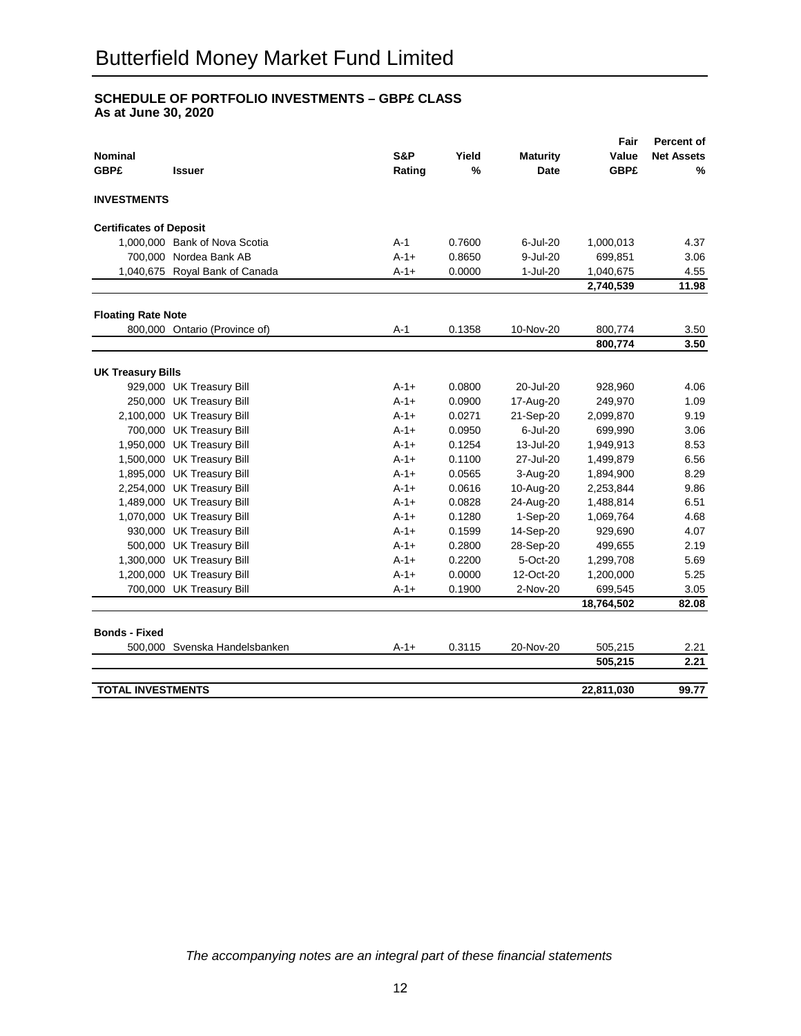# Butterfield Money Market Fund Limited

**SCHEDULE OF PORTFOLIO INVESTMENTS – GBP£ CLASS**
**As at June 30, 2020**

| Nominal GBP£ | Issuer | S&P Rating | Yield % | Maturity Date | Fair Value GBP£ | Percent of Net Assets % |
|---|---|---|---|---|---|---|
| **INVESTMENTS** | | | | | | |
| **Certificates of Deposit** | | | | | | |
| 1,000,000 | Bank of Nova Scotia | A-1 | 0.7600 | 6-Jul-20 | 1,000,013 | 4.37 |
| 700,000 | Nordea Bank AB | A-1+ | 0.8650 | 9-Jul-20 | 699,851 | 3.06 |
| 1,040,675 | Royal Bank of Canada | A-1+ | 0.0000 | 1-Jul-20 | 1,040,675 | 4.55 |
| | | | | | **2,740,539** | **11.98** |
| **Floating Rate Note** | | | | | | |
| 800,000 | Ontario (Province of) | A-1 | 0.1358 | 10-Nov-20 | 800,774 | 3.50 |
| | | | | | **800,774** | **3.50** |
| **UK Treasury Bills** | | | | | | |
| 929,000 | UK Treasury Bill | A-1+ | 0.0800 | 20-Jul-20 | 928,960 | 4.06 |
| 250,000 | UK Treasury Bill | A-1+ | 0.0900 | 17-Aug-20 | 249,970 | 1.09 |
| 2,100,000 | UK Treasury Bill | A-1+ | 0.0271 | 21-Sep-20 | 2,099,870 | 9.19 |
| 700,000 | UK Treasury Bill | A-1+ | 0.0950 | 6-Jul-20 | 699,990 | 3.06 |
| 1,950,000 | UK Treasury Bill | A-1+ | 0.1254 | 13-Jul-20 | 1,949,913 | 8.53 |
| 1,500,000 | UK Treasury Bill | A-1+ | 0.1100 | 27-Jul-20 | 1,499,879 | 6.56 |
| 1,895,000 | UK Treasury Bill | A-1+ | 0.0565 | 3-Aug-20 | 1,894,900 | 8.29 |
| 2,254,000 | UK Treasury Bill | A-1+ | 0.0616 | 10-Aug-20 | 2,253,844 | 9.86 |
| 1,489,000 | UK Treasury Bill | A-1+ | 0.0828 | 24-Aug-20 | 1,488,814 | 6.51 |
| 1,070,000 | UK Treasury Bill | A-1+ | 0.1280 | 1-Sep-20 | 1,069,764 | 4.68 |
| 930,000 | UK Treasury Bill | A-1+ | 0.1599 | 14-Sep-20 | 929,690 | 4.07 |
| 500,000 | UK Treasury Bill | A-1+ | 0.2800 | 28-Sep-20 | 499,655 | 2.19 |
| 1,300,000 | UK Treasury Bill | A-1+ | 0.2200 | 5-Oct-20 | 1,299,708 | 5.69 |
| 1,200,000 | UK Treasury Bill | A-1+ | 0.0000 | 12-Oct-20 | 1,200,000 | 5.25 |
| 700,000 | UK Treasury Bill | A-1+ | 0.1900 | 2-Nov-20 | 699,545 | 3.05 |
| | | | | | **18,764,502** | **82.08** |
| **Bonds - Fixed** | | | | | | |
| 500,000 | Svenska Handelsbanken | A-1+ | 0.3115 | 20-Nov-20 | 505,215 | 2.21 |
| | | | | | **505,215** | **2.21** |
| **TOTAL INVESTMENTS** | | | | | **22,811,030** | **99.77** |

*The accompanying notes are an integral part of these financial statements*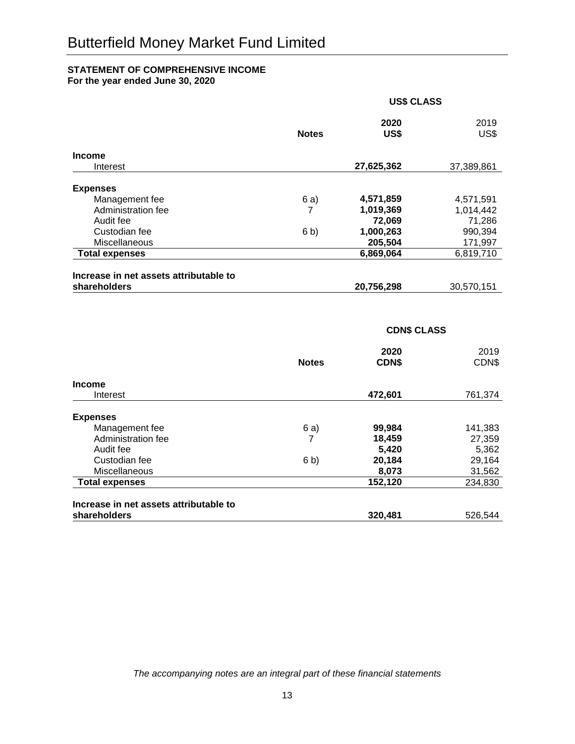# Butterfield Money Market Fund Limited

**STATEMENT OF COMPREHENSIVE INCOME**
**For the year ended June 30, 2020**

| | Notes | US$ CLASS | |
|---|---|---|---|
| | | **2020** | 2019 |
| | | **US$** | US$ |
| **Income** | | | |
| Interest | | **27,625,362** | 37,389,861 |
| **Expenses** | | | |
| Management fee | 6 a) | **4,571,859** | 4,571,591 |
| Administration fee | 7 | **1,019,369** | 1,014,442 |
| Audit fee | | **72,069** | 71,286 |
| Custodian fee | 6 b) | **1,000,263** | 990,394 |
| Miscellaneous | | **205,504** | 171,997 |
| **Total expenses** | | **6,869,064** | 6,819,710 |
| **Increase in net assets attributable to shareholders** | | **20,756,298** | 30,570,151 |

| | Notes | CDN$ CLASS | |
|---|---|---|---|
| | | **2020** | 2019 |
| | | **CDN$** | CDN$ |
| **Income** | | | |
| Interest | | **472,601** | 761,374 |
| **Expenses** | | | |
| Management fee | 6 a) | **99,984** | 141,383 |
| Administration fee | 7 | **18,459** | 27,359 |
| Audit fee | | **5,420** | 5,362 |
| Custodian fee | 6 b) | **20,184** | 29,164 |
| Miscellaneous | | **8,073** | 31,562 |
| **Total expenses** | | **152,120** | 234,830 |
| **Increase in net assets attributable to shareholders** | | **320,481** | 526,544 |

*The accompanying notes are an integral part of these financial statements*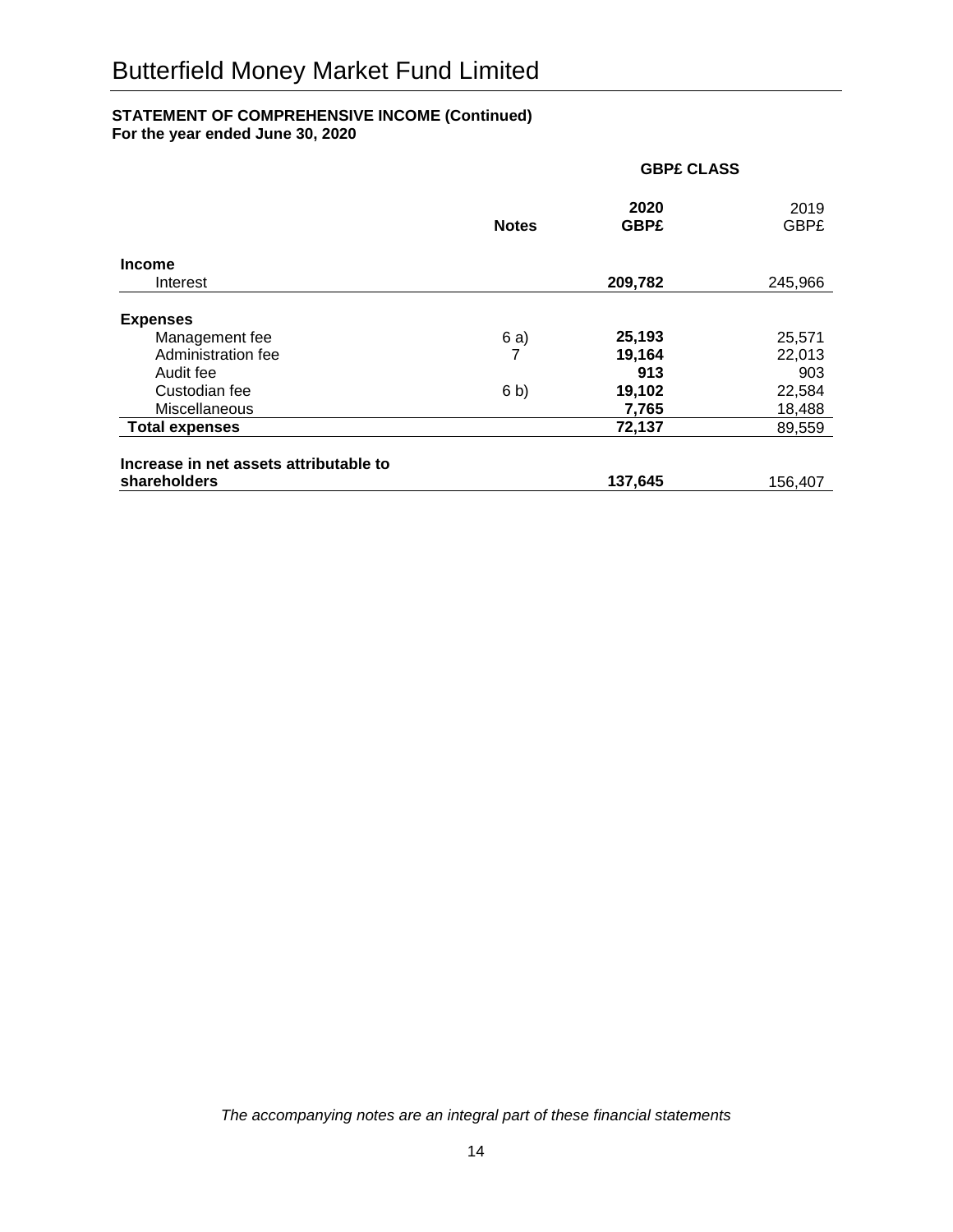# Butterfield Money Market Fund Limited

**STATEMENT OF COMPREHENSIVE INCOME (Continued)**
**For the year ended June 30, 2020**

| | Notes | **GBP£ CLASS** | |
|---|---|---|---|
| | | **2020 GBP£** | 2019 GBP£ |
| **Income** | | | |
| Interest | | **209,782** | 245,966 |
| **Expenses** | | | |
| Management fee | 6 a) | **25,193** | 25,571 |
| Administration fee | 7 | **19,164** | 22,013 |
| Audit fee | | **913** | 903 |
| Custodian fee | 6 b) | **19,102** | 22,584 |
| Miscellaneous | | **7,765** | 18,488 |
| **Total expenses** | | **72,137** | 89,559 |
| **Increase in net assets attributable to shareholders** | | **137,645** | 156,407 |

*The accompanying notes are an integral part of these financial statements*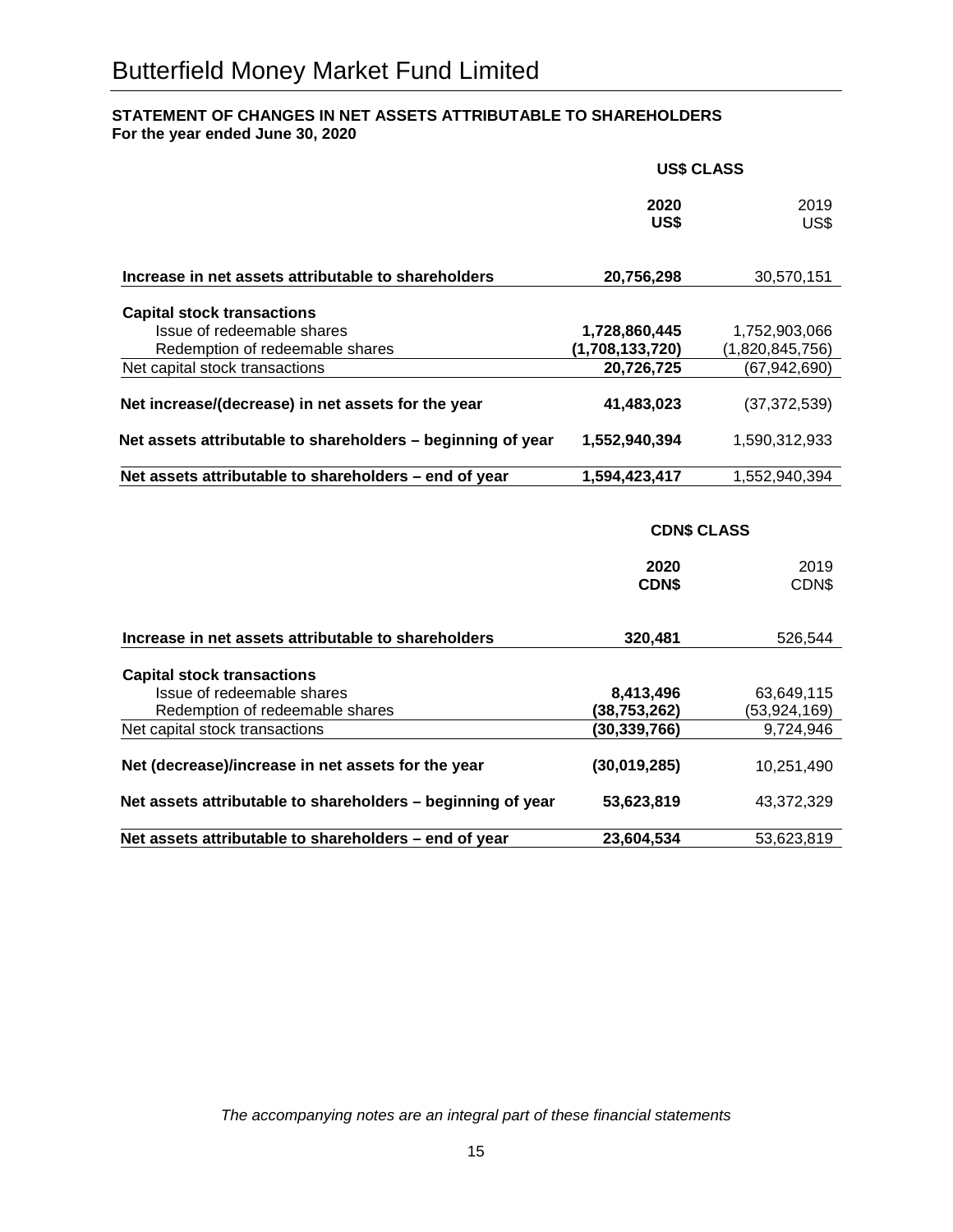# Butterfield Money Market Fund Limited

**STATEMENT OF CHANGES IN NET ASSETS ATTRIBUTABLE TO SHAREHOLDERS**
**For the year ended June 30, 2020**

| | **US$ CLASS** | |
|---|---|---|
| | **2020 US$** | 2019 US$ |
| **Increase in net assets attributable to shareholders** | **20,756,298** | 30,570,151 |
| **Capital stock transactions** | | |
| Issue of redeemable shares | **1,728,860,445** | 1,752,903,066 |
| Redemption of redeemable shares | **(1,708,133,720)** | (1,820,845,756) |
| Net capital stock transactions | **20,726,725** | (67,942,690) |
| **Net increase/(decrease) in net assets for the year** | **41,483,023** | (37,372,539) |
| **Net assets attributable to shareholders – beginning of year** | **1,552,940,394** | 1,590,312,933 |
| **Net assets attributable to shareholders – end of year** | **1,594,423,417** | 1,552,940,394 |

| | **CDN$ CLASS** | |
|---|---|---|
| | **2020 CDN$** | 2019 CDN$ |
| **Increase in net assets attributable to shareholders** | **320,481** | 526,544 |
| **Capital stock transactions** | | |
| Issue of redeemable shares | **8,413,496** | 63,649,115 |
| Redemption of redeemable shares | **(38,753,262)** | (53,924,169) |
| Net capital stock transactions | **(30,339,766)** | 9,724,946 |
| **Net (decrease)/increase in net assets for the year** | **(30,019,285)** | 10,251,490 |
| **Net assets attributable to shareholders – beginning of year** | **53,623,819** | 43,372,329 |
| **Net assets attributable to shareholders – end of year** | **23,604,534** | 53,623,819 |

*The accompanying notes are an integral part of these financial statements*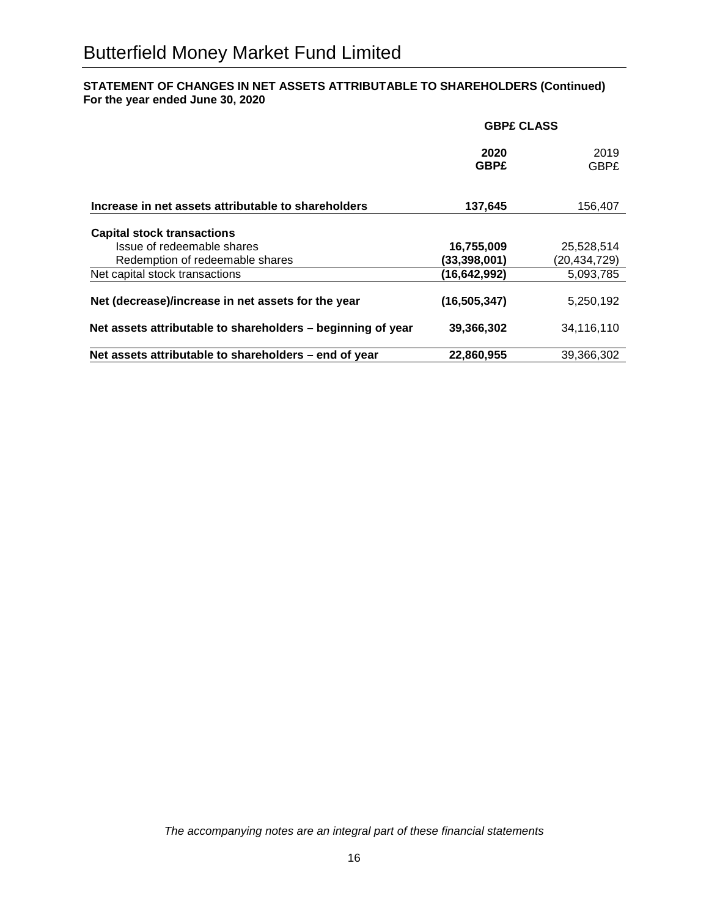# Butterfield Money Market Fund Limited

**STATEMENT OF CHANGES IN NET ASSETS ATTRIBUTABLE TO SHAREHOLDERS (Continued)**
**For the year ended June 30, 2020**

| | **GBP£ CLASS** | |
|---|---|---|
| | **2020 GBP£** | 2019 GBP£ |
| **Increase in net assets attributable to shareholders** | **137,645** | 156,407 |
| **Capital stock transactions** | | |
| Issue of redeemable shares | **16,755,009** | 25,528,514 |
| Redemption of redeemable shares | **(33,398,001)** | (20,434,729) |
| Net capital stock transactions | **(16,642,992)** | 5,093,785 |
| **Net (decrease)/increase in net assets for the year** | **(16,505,347)** | 5,250,192 |
| **Net assets attributable to shareholders – beginning of year** | **39,366,302** | 34,116,110 |
| **Net assets attributable to shareholders – end of year** | **22,860,955** | 39,366,302 |

*The accompanying notes are an integral part of these financial statements*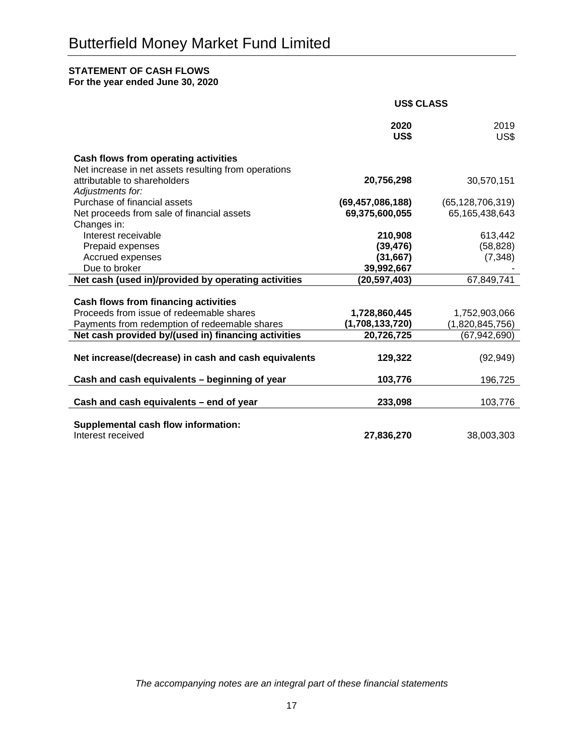# Butterfield Money Market Fund Limited

**STATEMENT OF CASH FLOWS**
**For the year ended June 30, 2020**

| | **US$ CLASS** | |
|---|---|---|
| | **2020 US$** | 2019 US$ |
| **Cash flows from operating activities** | | |
| Net increase in net assets resulting from operations attributable to shareholders | **20,756,298** | 30,570,151 |
| *Adjustments for:* | | |
| Purchase of financial assets | **(69,457,086,188)** | (65,128,706,319) |
| Net proceeds from sale of financial assets | **69,375,600,055** | 65,165,438,643 |
| Changes in: | | |
| Interest receivable | **210,908** | 613,442 |
| Prepaid expenses | **(39,476)** | (58,828) |
| Accrued expenses | **(31,667)** | (7,348) |
| Due to broker | **39,992,667** | - |
| **Net cash (used in)/provided by operating activities** | **(20,597,403)** | 67,849,741 |
| **Cash flows from financing activities** | | |
| Proceeds from issue of redeemable shares | **1,728,860,445** | 1,752,903,066 |
| Payments from redemption of redeemable shares | **(1,708,133,720)** | (1,820,845,756) |
| **Net cash provided by/(used in) financing activities** | **20,726,725** | (67,942,690) |
| **Net increase/(decrease) in cash and cash equivalents** | **129,322** | (92,949) |
| **Cash and cash equivalents – beginning of year** | **103,776** | 196,725 |
| **Cash and cash equivalents – end of year** | **233,098** | 103,776 |
| **Supplemental cash flow information:** | | |
| Interest received | **27,836,270** | 38,003,303 |

*The accompanying notes are an integral part of these financial statements*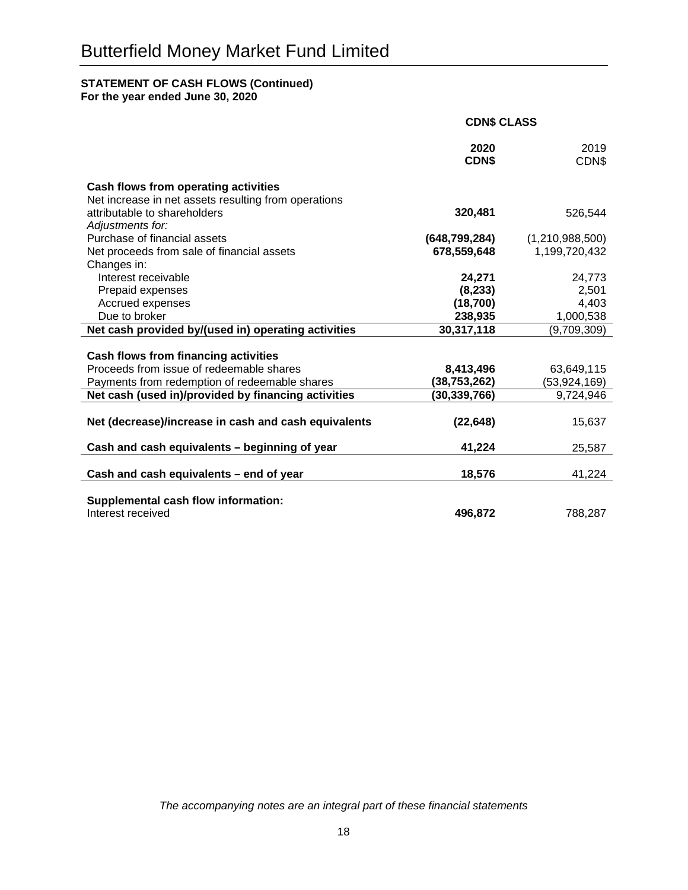# Butterfield Money Market Fund Limited

**STATEMENT OF CASH FLOWS (Continued)**
**For the year ended June 30, 2020**

| | **CDN$ CLASS** | |
|---|---|---|
| | **2020 CDN$** | 2019 CDN$ |
| **Cash flows from operating activities** | | |
| Net increase in net assets resulting from operations attributable to shareholders | **320,481** | 526,544 |
| *Adjustments for:* | | |
| Purchase of financial assets | **(648,799,284)** | (1,210,988,500) |
| Net proceeds from sale of financial assets | **678,559,648** | 1,199,720,432 |
| Changes in: | | |
| Interest receivable | **24,271** | 24,773 |
| Prepaid expenses | **(8,233)** | 2,501 |
| Accrued expenses | **(18,700)** | 4,403 |
| Due to broker | **238,935** | 1,000,538 |
| **Net cash provided by/(used in) operating activities** | **30,317,118** | (9,709,309) |
| **Cash flows from financing activities** | | |
| Proceeds from issue of redeemable shares | **8,413,496** | 63,649,115 |
| Payments from redemption of redeemable shares | **(38,753,262)** | (53,924,169) |
| **Net cash (used in)/provided by financing activities** | **(30,339,766)** | 9,724,946 |
| **Net (decrease)/increase in cash and cash equivalents** | **(22,648)** | 15,637 |
| **Cash and cash equivalents – beginning of year** | **41,224** | 25,587 |
| **Cash and cash equivalents – end of year** | **18,576** | 41,224 |
| **Supplemental cash flow information:** | | |
| Interest received | **496,872** | 788,287 |

*The accompanying notes are an integral part of these financial statements*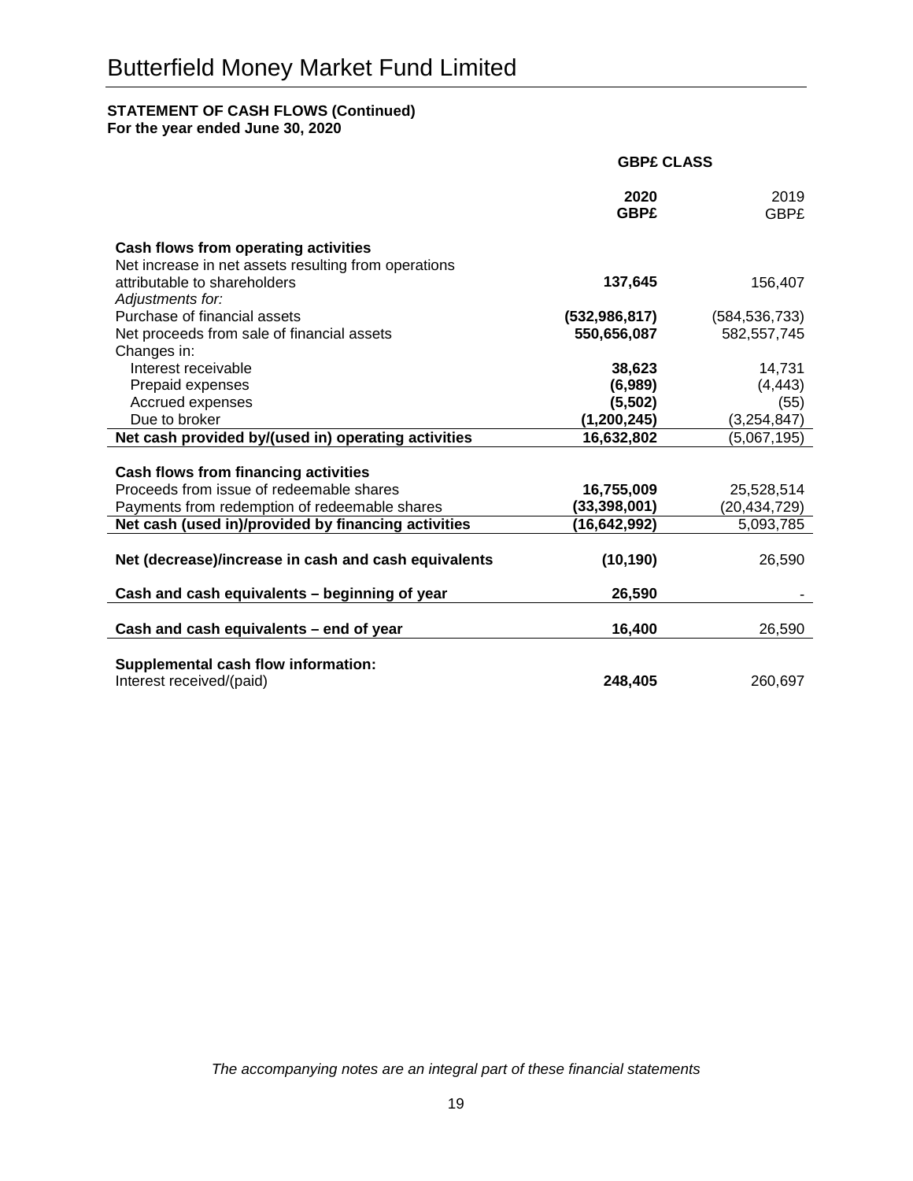# Butterfield Money Market Fund Limited

**STATEMENT OF CASH FLOWS (Continued)**
**For the year ended June 30, 2020**

| | **GBP£ CLASS** | |
|---|---|---|
| | **2020 GBP£** | 2019 GBP£ |
| **Cash flows from operating activities** | | |
| Net increase in net assets resulting from operations attributable to shareholders | **137,645** | 156,407 |
| *Adjustments for:* | | |
| Purchase of financial assets | **(532,986,817)** | (584,536,733) |
| Net proceeds from sale of financial assets | **550,656,087** | 582,557,745 |
| Changes in: | | |
| Interest receivable | **38,623** | 14,731 |
| Prepaid expenses | **(6,989)** | (4,443) |
| Accrued expenses | **(5,502)** | (55) |
| Due to broker | **(1,200,245)** | (3,254,847) |
| **Net cash provided by/(used in) operating activities** | **16,632,802** | (5,067,195) |
| **Cash flows from financing activities** | | |
| Proceeds from issue of redeemable shares | **16,755,009** | 25,528,514 |
| Payments from redemption of redeemable shares | **(33,398,001)** | (20,434,729) |
| **Net cash (used in)/provided by financing activities** | **(16,642,992)** | 5,093,785 |
| **Net (decrease)/increase in cash and cash equivalents** | **(10,190)** | 26,590 |
| **Cash and cash equivalents – beginning of year** | **26,590** | - |
| **Cash and cash equivalents – end of year** | **16,400** | 26,590 |
| **Supplemental cash flow information:** | | |
| Interest received/(paid) | **248,405** | 260,697 |

*The accompanying notes are an integral part of these financial statements*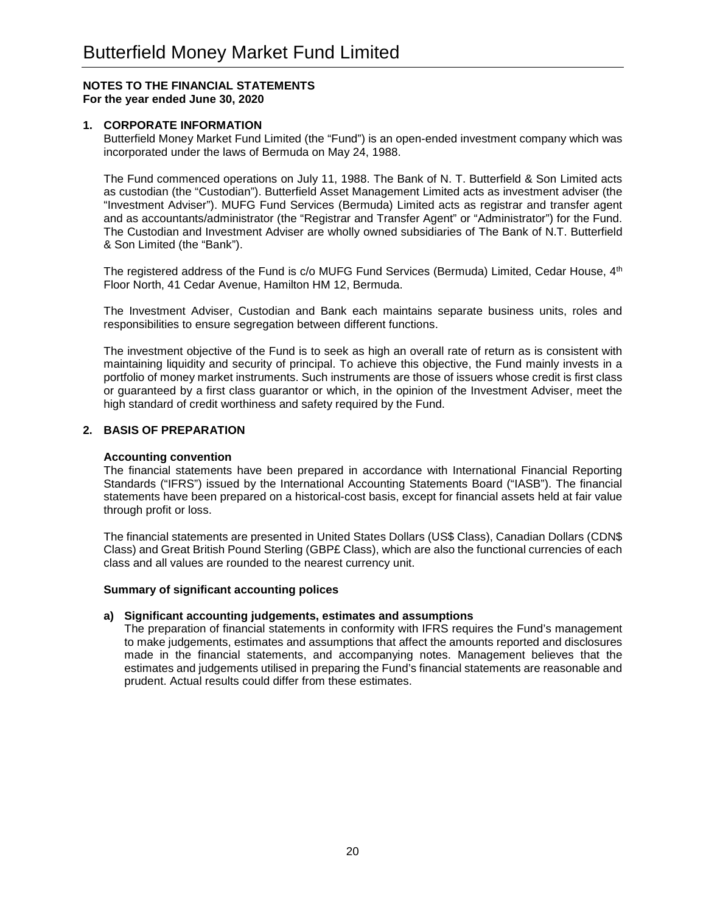# Butterfield Money Market Fund Limited

**NOTES TO THE FINANCIAL STATEMENTS**
**For the year ended June 30, 2020**

## 1. CORPORATE INFORMATION

Butterfield Money Market Fund Limited (the "Fund") is an open-ended investment company which was incorporated under the laws of Bermuda on May 24, 1988.

The Fund commenced operations on July 11, 1988. The Bank of N. T. Butterfield & Son Limited acts as custodian (the "Custodian"). Butterfield Asset Management Limited acts as investment adviser (the "Investment Adviser"). MUFG Fund Services (Bermuda) Limited acts as registrar and transfer agent and as accountants/administrator (the "Registrar and Transfer Agent" or "Administrator") for the Fund. The Custodian and Investment Adviser are wholly owned subsidiaries of The Bank of N.T. Butterfield & Son Limited (the "Bank").

The registered address of the Fund is c/o MUFG Fund Services (Bermuda) Limited, Cedar House, 4th Floor North, 41 Cedar Avenue, Hamilton HM 12, Bermuda.

The Investment Adviser, Custodian and Bank each maintains separate business units, roles and responsibilities to ensure segregation between different functions.

The investment objective of the Fund is to seek as high an overall rate of return as is consistent with maintaining liquidity and security of principal. To achieve this objective, the Fund mainly invests in a portfolio of money market instruments. Such instruments are those of issuers whose credit is first class or guaranteed by a first class guarantor or which, in the opinion of the Investment Adviser, meet the high standard of credit worthiness and safety required by the Fund.

## 2. BASIS OF PREPARATION

### Accounting convention

The financial statements have been prepared in accordance with International Financial Reporting Standards ("IFRS") issued by the International Accounting Statements Board ("IASB"). The financial statements have been prepared on a historical-cost basis, except for financial assets held at fair value through profit or loss.

The financial statements are presented in United States Dollars (US$ Class), Canadian Dollars (CDN$ Class) and Great British Pound Sterling (GBP£ Class), which are also the functional currencies of each class and all values are rounded to the nearest currency unit.

### Summary of significant accounting polices

**a) Significant accounting judgements, estimates and assumptions**

The preparation of financial statements in conformity with IFRS requires the Fund's management to make judgements, estimates and assumptions that affect the amounts reported and disclosures made in the financial statements, and accompanying notes. Management believes that the estimates and judgements utilised in preparing the Fund's financial statements are reasonable and prudent. Actual results could differ from these estimates.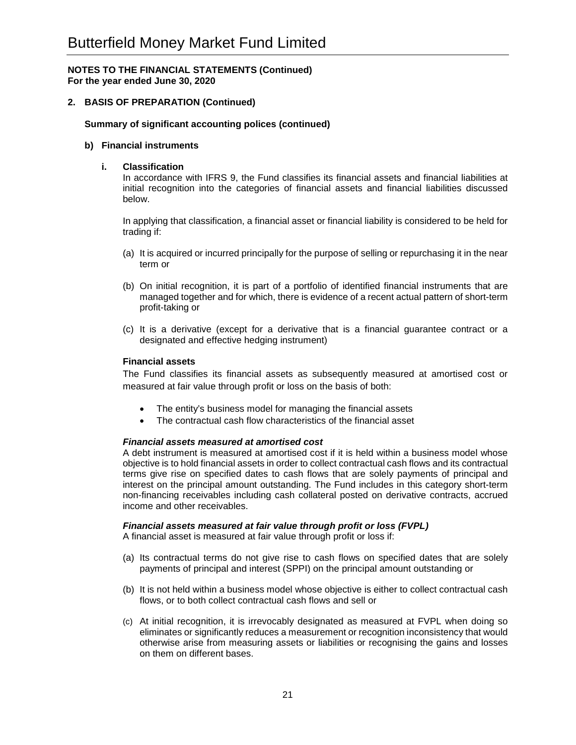**NOTES TO THE FINANCIAL STATEMENTS (Continued)**
**For the year ended June 30, 2020**

## 2. BASIS OF PREPARATION (Continued)

**Summary of significant accounting polices (continued)**

### b) Financial instruments

#### i. Classification

In accordance with IFRS 9, the Fund classifies its financial assets and financial liabilities at initial recognition into the categories of financial assets and financial liabilities discussed below.

In applying that classification, a financial asset or financial liability is considered to be held for trading if:

(a) It is acquired or incurred principally for the purpose of selling or repurchasing it in the near term or

(b) On initial recognition, it is part of a portfolio of identified financial instruments that are managed together and for which, there is evidence of a recent actual pattern of short-term profit-taking or

(c) It is a derivative (except for a derivative that is a financial guarantee contract or a designated and effective hedging instrument)

**Financial assets**

The Fund classifies its financial assets as subsequently measured at amortised cost or measured at fair value through profit or loss on the basis of both:

- The entity's business model for managing the financial assets
- The contractual cash flow characteristics of the financial asset

***Financial assets measured at amortised cost***

A debt instrument is measured at amortised cost if it is held within a business model whose objective is to hold financial assets in order to collect contractual cash flows and its contractual terms give rise on specified dates to cash flows that are solely payments of principal and interest on the principal amount outstanding. The Fund includes in this category short-term non-financing receivables including cash collateral posted on derivative contracts, accrued income and other receivables.

***Financial assets measured at fair value through profit or loss (FVPL)***

A financial asset is measured at fair value through profit or loss if:

(a) Its contractual terms do not give rise to cash flows on specified dates that are solely payments of principal and interest (SPPI) on the principal amount outstanding or

(b) It is not held within a business model whose objective is either to collect contractual cash flows, or to both collect contractual cash flows and sell or

(c) At initial recognition, it is irrevocably designated as measured at FVPL when doing so eliminates or significantly reduces a measurement or recognition inconsistency that would otherwise arise from measuring assets or liabilities or recognising the gains and losses on them on different bases.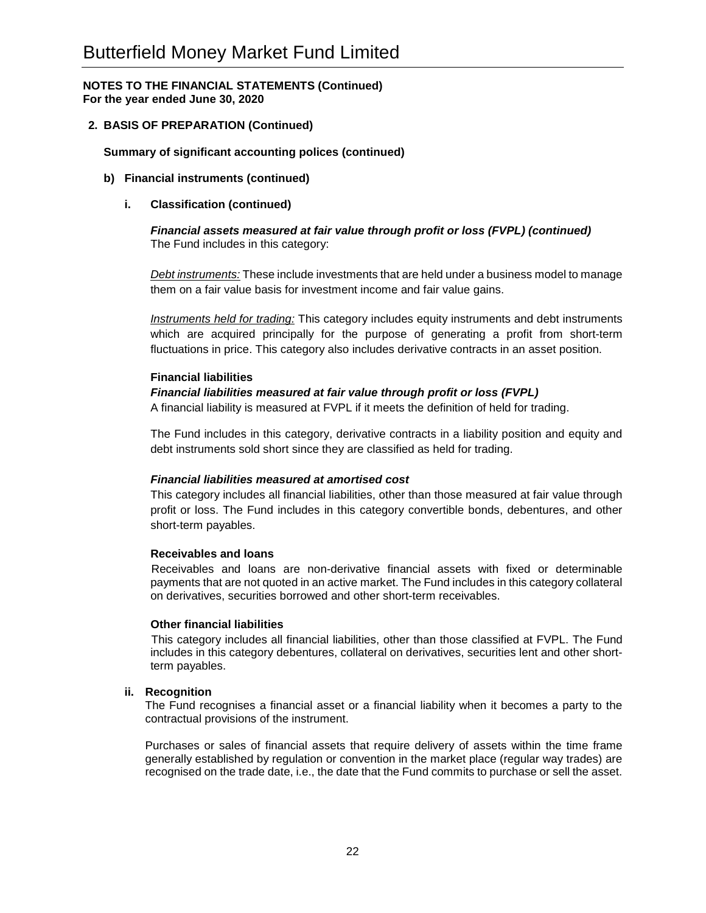**NOTES TO THE FINANCIAL STATEMENTS (Continued)**
**For the year ended June 30, 2020**

## 2. BASIS OF PREPARATION (Continued)

### Summary of significant accounting polices (continued)

#### b) Financial instruments (continued)

##### i. Classification (continued)

***Financial assets measured at fair value through profit or loss (FVPL) (continued)***
The Fund includes in this category:

*Debt instruments:* These include investments that are held under a business model to manage them on a fair value basis for investment income and fair value gains.

*Instruments held for trading:* This category includes equity instruments and debt instruments which are acquired principally for the purpose of generating a profit from short-term fluctuations in price. This category also includes derivative contracts in an asset position.

**Financial liabilities**

***Financial liabilities measured at fair value through profit or loss (FVPL)***
A financial liability is measured at FVPL if it meets the definition of held for trading.

The Fund includes in this category, derivative contracts in a liability position and equity and debt instruments sold short since they are classified as held for trading.

***Financial liabilities measured at amortised cost***
This category includes all financial liabilities, other than those measured at fair value through profit or loss. The Fund includes in this category convertible bonds, debentures, and other short-term payables.

**Receivables and loans**
Receivables and loans are non-derivative financial assets with fixed or determinable payments that are not quoted in an active market. The Fund includes in this category collateral on derivatives, securities borrowed and other short-term receivables.

**Other financial liabilities**
This category includes all financial liabilities, other than those classified at FVPL. The Fund includes in this category debentures, collateral on derivatives, securities lent and other short-term payables.

##### ii. Recognition

The Fund recognises a financial asset or a financial liability when it becomes a party to the contractual provisions of the instrument.

Purchases or sales of financial assets that require delivery of assets within the time frame generally established by regulation or convention in the market place (regular way trades) are recognised on the trade date, i.e., the date that the Fund commits to purchase or sell the asset.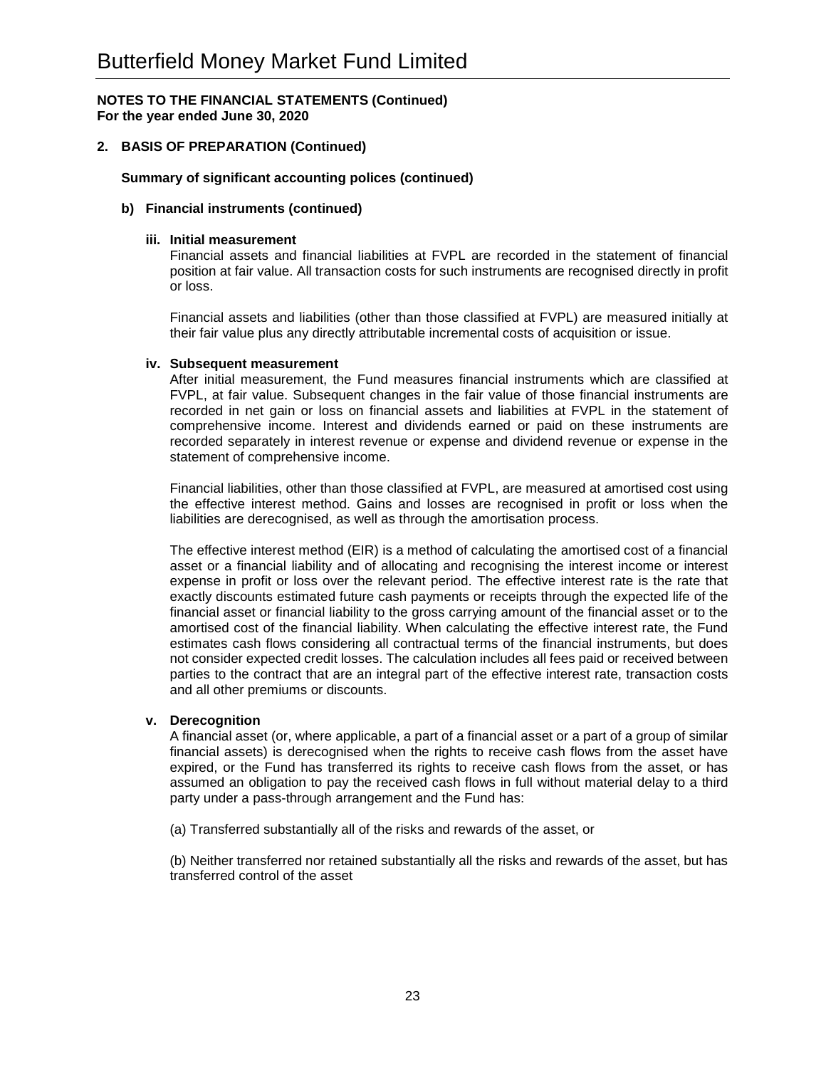# Butterfield Money Market Fund Limited

**NOTES TO THE FINANCIAL STATEMENTS (Continued)**
**For the year ended June 30, 2020**

## 2. BASIS OF PREPARATION (Continued)

**Summary of significant accounting polices (continued)**

### b) Financial instruments (continued)

#### iii. Initial measurement

Financial assets and financial liabilities at FVPL are recorded in the statement of financial position at fair value. All transaction costs for such instruments are recognised directly in profit or loss.

Financial assets and liabilities (other than those classified at FVPL) are measured initially at their fair value plus any directly attributable incremental costs of acquisition or issue.

#### iv. Subsequent measurement

After initial measurement, the Fund measures financial instruments which are classified at FVPL, at fair value. Subsequent changes in the fair value of those financial instruments are recorded in net gain or loss on financial assets and liabilities at FVPL in the statement of comprehensive income. Interest and dividends earned or paid on these instruments are recorded separately in interest revenue or expense and dividend revenue or expense in the statement of comprehensive income.

Financial liabilities, other than those classified at FVPL, are measured at amortised cost using the effective interest method. Gains and losses are recognised in profit or loss when the liabilities are derecognised, as well as through the amortisation process.

The effective interest method (EIR) is a method of calculating the amortised cost of a financial asset or a financial liability and of allocating and recognising the interest income or interest expense in profit or loss over the relevant period. The effective interest rate is the rate that exactly discounts estimated future cash payments or receipts through the expected life of the financial asset or financial liability to the gross carrying amount of the financial asset or to the amortised cost of the financial liability. When calculating the effective interest rate, the Fund estimates cash flows considering all contractual terms of the financial instruments, but does not consider expected credit losses. The calculation includes all fees paid or received between parties to the contract that are an integral part of the effective interest rate, transaction costs and all other premiums or discounts.

#### v. Derecognition

A financial asset (or, where applicable, a part of a financial asset or a part of a group of similar financial assets) is derecognised when the rights to receive cash flows from the asset have expired, or the Fund has transferred its rights to receive cash flows from the asset, or has assumed an obligation to pay the received cash flows in full without material delay to a third party under a pass-through arrangement and the Fund has:

(a) Transferred substantially all of the risks and rewards of the asset, or

(b) Neither transferred nor retained substantially all the risks and rewards of the asset, but has transferred control of the asset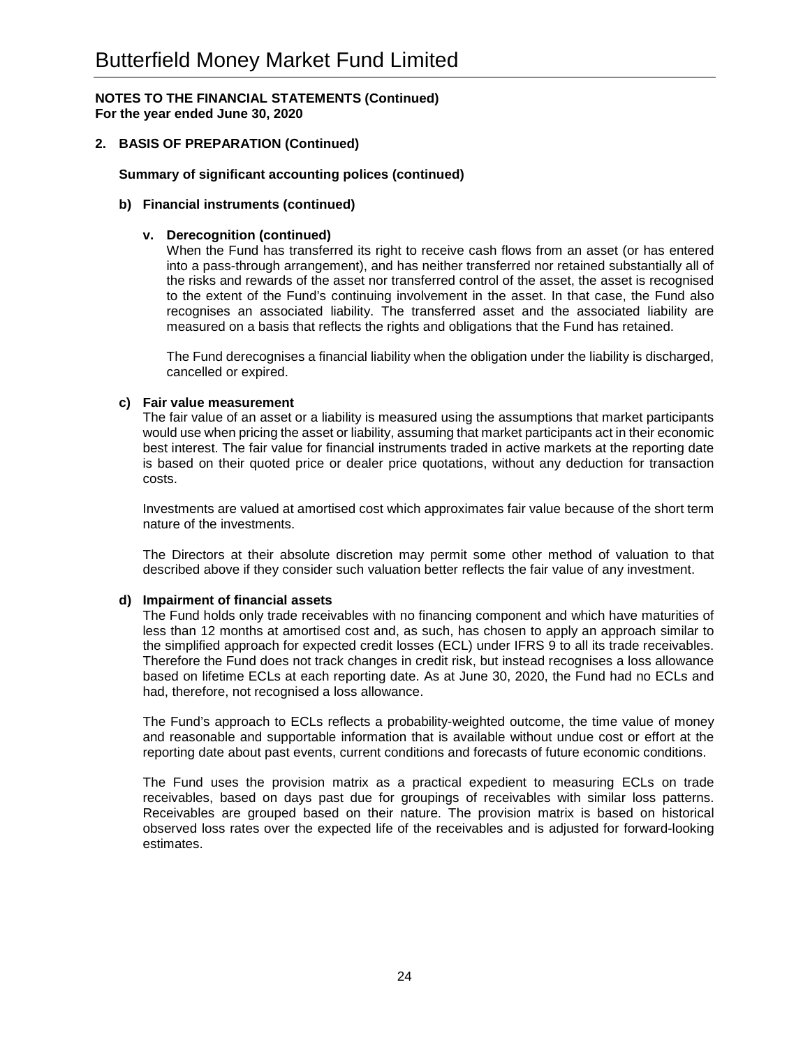**NOTES TO THE FINANCIAL STATEMENTS (Continued)**
**For the year ended June 30, 2020**

## 2. BASIS OF PREPARATION (Continued)

**Summary of significant accounting polices (continued)**

### b) Financial instruments (continued)

#### v. Derecognition (continued)

When the Fund has transferred its right to receive cash flows from an asset (or has entered into a pass-through arrangement), and has neither transferred nor retained substantially all of the risks and rewards of the asset nor transferred control of the asset, the asset is recognised to the extent of the Fund's continuing involvement in the asset. In that case, the Fund also recognises an associated liability. The transferred asset and the associated liability are measured on a basis that reflects the rights and obligations that the Fund has retained.

The Fund derecognises a financial liability when the obligation under the liability is discharged, cancelled or expired.

### c) Fair value measurement

The fair value of an asset or a liability is measured using the assumptions that market participants would use when pricing the asset or liability, assuming that market participants act in their economic best interest. The fair value for financial instruments traded in active markets at the reporting date is based on their quoted price or dealer price quotations, without any deduction for transaction costs.

Investments are valued at amortised cost which approximates fair value because of the short term nature of the investments.

The Directors at their absolute discretion may permit some other method of valuation to that described above if they consider such valuation better reflects the fair value of any investment.

### d) Impairment of financial assets

The Fund holds only trade receivables with no financing component and which have maturities of less than 12 months at amortised cost and, as such, has chosen to apply an approach similar to the simplified approach for expected credit losses (ECL) under IFRS 9 to all its trade receivables. Therefore the Fund does not track changes in credit risk, but instead recognises a loss allowance based on lifetime ECLs at each reporting date. As at June 30, 2020, the Fund had no ECLs and had, therefore, not recognised a loss allowance.

The Fund's approach to ECLs reflects a probability-weighted outcome, the time value of money and reasonable and supportable information that is available without undue cost or effort at the reporting date about past events, current conditions and forecasts of future economic conditions.

The Fund uses the provision matrix as a practical expedient to measuring ECLs on trade receivables, based on days past due for groupings of receivables with similar loss patterns. Receivables are grouped based on their nature. The provision matrix is based on historical observed loss rates over the expected life of the receivables and is adjusted for forward-looking estimates.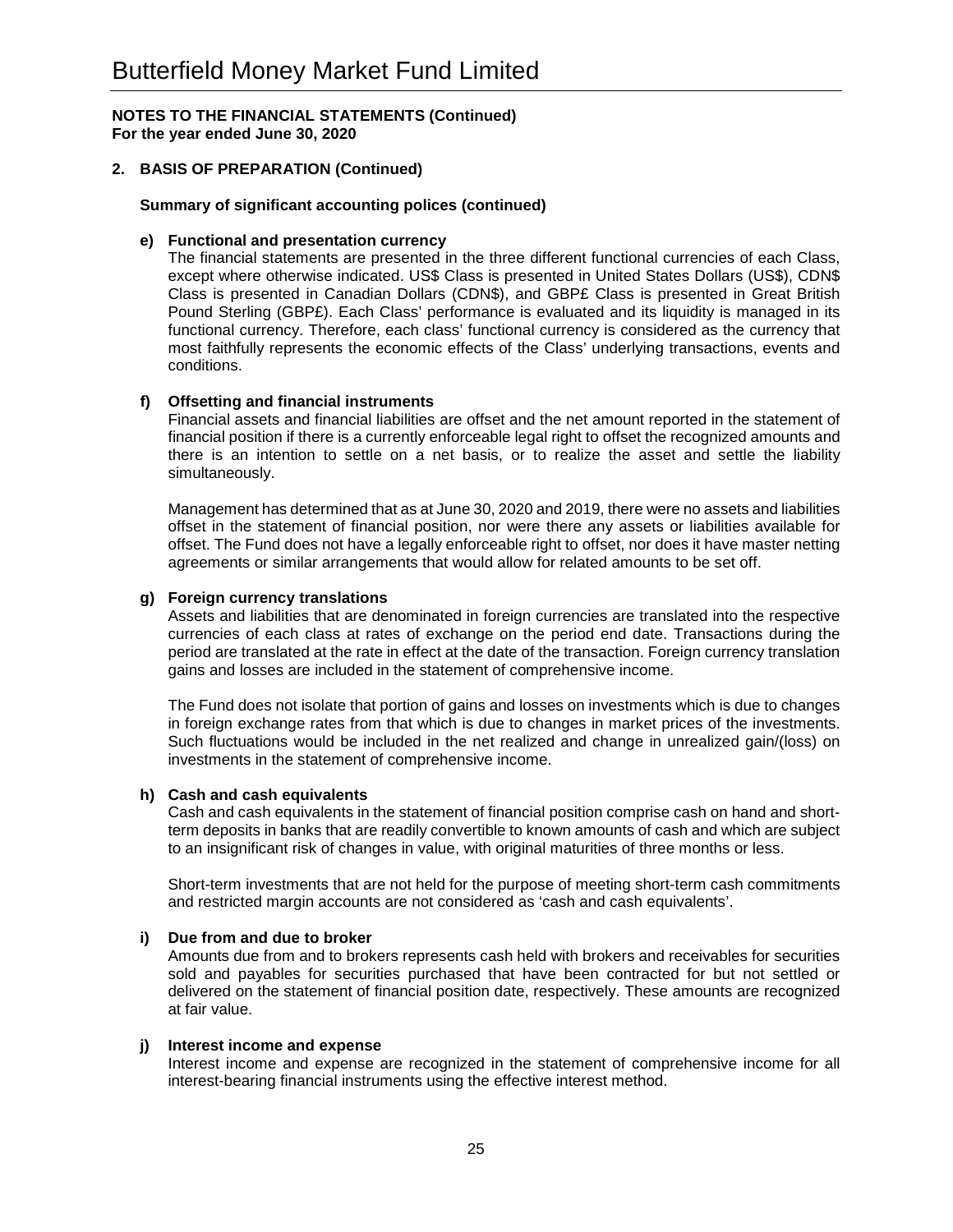# Butterfield Money Market Fund Limited

**NOTES TO THE FINANCIAL STATEMENTS (Continued)**
**For the year ended June 30, 2020**

## 2. BASIS OF PREPARATION (Continued)

### Summary of significant accounting polices (continued)

**e) Functional and presentation currency**

The financial statements are presented in the three different functional currencies of each Class, except where otherwise indicated. US$ Class is presented in United States Dollars (US$), CDN$ Class is presented in Canadian Dollars (CDN$), and GBP£ Class is presented in Great British Pound Sterling (GBP£). Each Class' performance is evaluated and its liquidity is managed in its functional currency. Therefore, each class' functional currency is considered as the currency that most faithfully represents the economic effects of the Class' underlying transactions, events and conditions.

**f) Offsetting and financial instruments**

Financial assets and financial liabilities are offset and the net amount reported in the statement of financial position if there is a currently enforceable legal right to offset the recognized amounts and there is an intention to settle on a net basis, or to realize the asset and settle the liability simultaneously.

Management has determined that as at June 30, 2020 and 2019, there were no assets and liabilities offset in the statement of financial position, nor were there any assets or liabilities available for offset. The Fund does not have a legally enforceable right to offset, nor does it have master netting agreements or similar arrangements that would allow for related amounts to be set off.

**g) Foreign currency translations**

Assets and liabilities that are denominated in foreign currencies are translated into the respective currencies of each class at rates of exchange on the period end date. Transactions during the period are translated at the rate in effect at the date of the transaction. Foreign currency translation gains and losses are included in the statement of comprehensive income.

The Fund does not isolate that portion of gains and losses on investments which is due to changes in foreign exchange rates from that which is due to changes in market prices of the investments. Such fluctuations would be included in the net realized and change in unrealized gain/(loss) on investments in the statement of comprehensive income.

**h) Cash and cash equivalents**

Cash and cash equivalents in the statement of financial position comprise cash on hand and short-term deposits in banks that are readily convertible to known amounts of cash and which are subject to an insignificant risk of changes in value, with original maturities of three months or less.

Short-term investments that are not held for the purpose of meeting short-term cash commitments and restricted margin accounts are not considered as 'cash and cash equivalents'.

**i) Due from and due to broker**

Amounts due from and to brokers represents cash held with brokers and receivables for securities sold and payables for securities purchased that have been contracted for but not settled or delivered on the statement of financial position date, respectively. These amounts are recognized at fair value.

**j) Interest income and expense**

Interest income and expense are recognized in the statement of comprehensive income for all interest-bearing financial instruments using the effective interest method.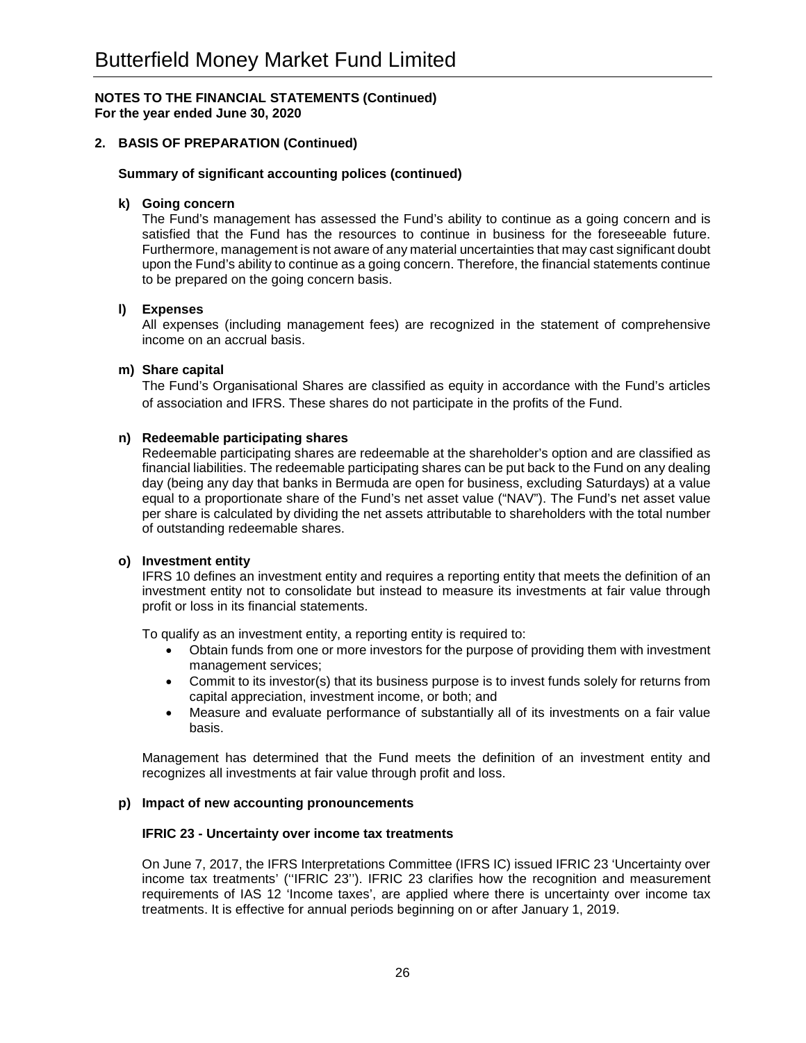# Butterfield Money Market Fund Limited

**NOTES TO THE FINANCIAL STATEMENTS (Continued)**
**For the year ended June 30, 2020**

## 2. BASIS OF PREPARATION (Continued)

### Summary of significant accounting polices (continued)

**k) Going concern**

The Fund's management has assessed the Fund's ability to continue as a going concern and is satisfied that the Fund has the resources to continue in business for the foreseeable future. Furthermore, management is not aware of any material uncertainties that may cast significant doubt upon the Fund's ability to continue as a going concern. Therefore, the financial statements continue to be prepared on the going concern basis.

**l) Expenses**

All expenses (including management fees) are recognized in the statement of comprehensive income on an accrual basis.

**m) Share capital**

The Fund's Organisational Shares are classified as equity in accordance with the Fund's articles of association and IFRS. These shares do not participate in the profits of the Fund.

**n) Redeemable participating shares**

Redeemable participating shares are redeemable at the shareholder's option and are classified as financial liabilities. The redeemable participating shares can be put back to the Fund on any dealing day (being any day that banks in Bermuda are open for business, excluding Saturdays) at a value equal to a proportionate share of the Fund's net asset value ("NAV"). The Fund's net asset value per share is calculated by dividing the net assets attributable to shareholders with the total number of outstanding redeemable shares.

**o) Investment entity**

IFRS 10 defines an investment entity and requires a reporting entity that meets the definition of an investment entity not to consolidate but instead to measure its investments at fair value through profit or loss in its financial statements.

To qualify as an investment entity, a reporting entity is required to:

- Obtain funds from one or more investors for the purpose of providing them with investment management services;
- Commit to its investor(s) that its business purpose is to invest funds solely for returns from capital appreciation, investment income, or both; and
- Measure and evaluate performance of substantially all of its investments on a fair value basis.

Management has determined that the Fund meets the definition of an investment entity and recognizes all investments at fair value through profit and loss.

**p) Impact of new accounting pronouncements**

**IFRIC 23 - Uncertainty over income tax treatments**

On June 7, 2017, the IFRS Interpretations Committee (IFRS IC) issued IFRIC 23 'Uncertainty over income tax treatments' (''IFRIC 23''). IFRIC 23 clarifies how the recognition and measurement requirements of IAS 12 'Income taxes', are applied where there is uncertainty over income tax treatments. It is effective for annual periods beginning on or after January 1, 2019.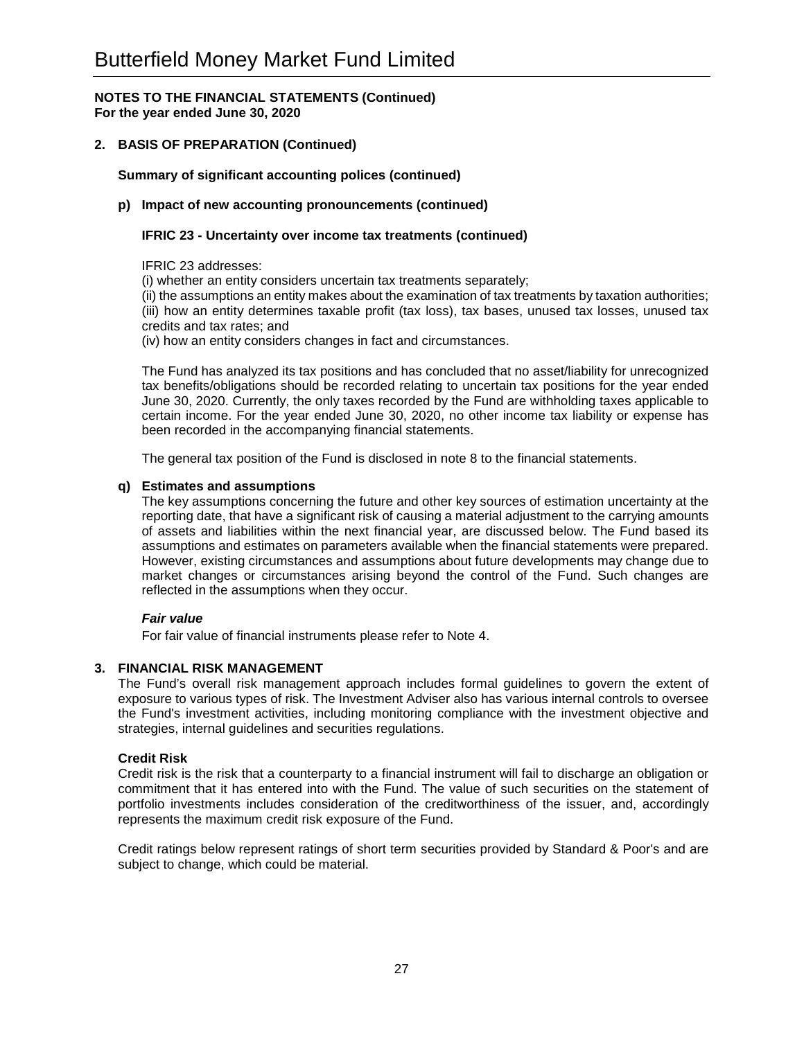# Butterfield Money Market Fund Limited

**NOTES TO THE FINANCIAL STATEMENTS (Continued)**
**For the year ended June 30, 2020**

## 2. BASIS OF PREPARATION (Continued)

**Summary of significant accounting polices (continued)**

**p) Impact of new accounting pronouncements (continued)**

**IFRIC 23 - Uncertainty over income tax treatments (continued)**

IFRIC 23 addresses:
(i) whether an entity considers uncertain tax treatments separately;
(ii) the assumptions an entity makes about the examination of tax treatments by taxation authorities;
(iii) how an entity determines taxable profit (tax loss), tax bases, unused tax losses, unused tax credits and tax rates; and
(iv) how an entity considers changes in fact and circumstances.

The Fund has analyzed its tax positions and has concluded that no asset/liability for unrecognized tax benefits/obligations should be recorded relating to uncertain tax positions for the year ended June 30, 2020. Currently, the only taxes recorded by the Fund are withholding taxes applicable to certain income. For the year ended June 30, 2020, no other income tax liability or expense has been recorded in the accompanying financial statements.

The general tax position of the Fund is disclosed in note 8 to the financial statements.

**q) Estimates and assumptions**

The key assumptions concerning the future and other key sources of estimation uncertainty at the reporting date, that have a significant risk of causing a material adjustment to the carrying amounts of assets and liabilities within the next financial year, are discussed below. The Fund based its assumptions and estimates on parameters available when the financial statements were prepared. However, existing circumstances and assumptions about future developments may change due to market changes or circumstances arising beyond the control of the Fund. Such changes are reflected in the assumptions when they occur.

***Fair value***

For fair value of financial instruments please refer to Note 4.

## 3. FINANCIAL RISK MANAGEMENT

The Fund's overall risk management approach includes formal guidelines to govern the extent of exposure to various types of risk. The Investment Adviser also has various internal controls to oversee the Fund's investment activities, including monitoring compliance with the investment objective and strategies, internal guidelines and securities regulations.

**Credit Risk**

Credit risk is the risk that a counterparty to a financial instrument will fail to discharge an obligation or commitment that it has entered into with the Fund. The value of such securities on the statement of portfolio investments includes consideration of the creditworthiness of the issuer, and, accordingly represents the maximum credit risk exposure of the Fund.

Credit ratings below represent ratings of short term securities provided by Standard & Poor's and are subject to change, which could be material.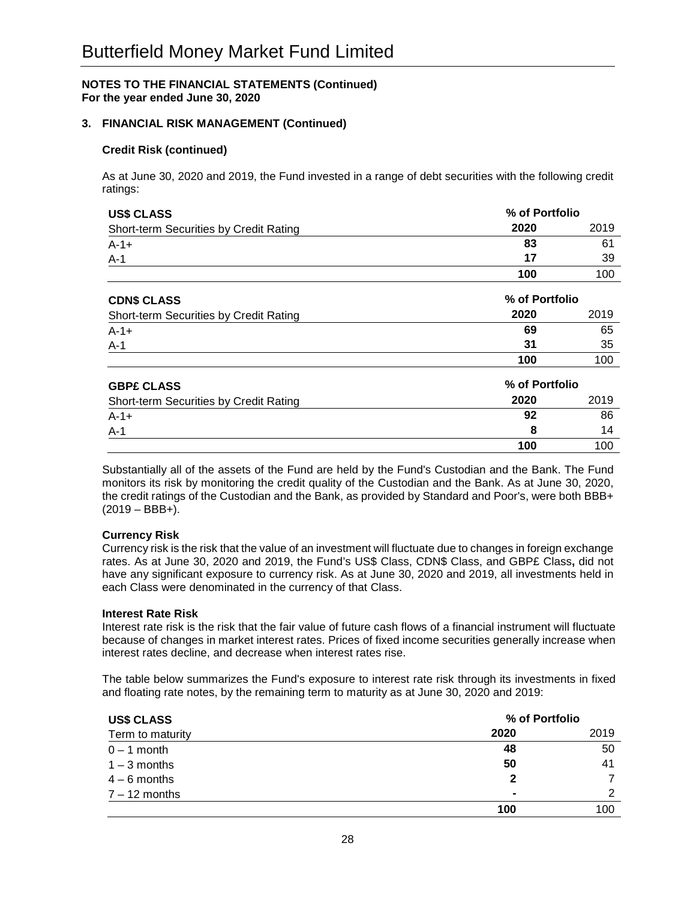# Butterfield Money Market Fund Limited

**NOTES TO THE FINANCIAL STATEMENTS (Continued)**
**For the year ended June 30, 2020**

## 3. FINANCIAL RISK MANAGEMENT (Continued)

### Credit Risk (continued)

As at June 30, 2020 and 2019, the Fund invested in a range of debt securities with the following credit ratings:

| **US$ CLASS** | **% of Portfolio** | |
|---|---|---|
| Short-term Securities by Credit Rating | **2020** | 2019 |
| A-1+ | **83** | 61 |
| A-1 | **17** | 39 |
| | **100** | 100 |

| **CDN$ CLASS** | **% of Portfolio** | |
|---|---|---|
| Short-term Securities by Credit Rating | **2020** | 2019 |
| A-1+ | **69** | 65 |
| A-1 | **31** | 35 |
| | **100** | 100 |

| **GBP£ CLASS** | **% of Portfolio** | |
|---|---|---|
| Short-term Securities by Credit Rating | **2020** | 2019 |
| A-1+ | **92** | 86 |
| A-1 | **8** | 14 |
| | **100** | 100 |

Substantially all of the assets of the Fund are held by the Fund's Custodian and the Bank. The Fund monitors its risk by monitoring the credit quality of the Custodian and the Bank. As at June 30, 2020, the credit ratings of the Custodian and the Bank, as provided by Standard and Poor's, were both BBB+ (2019 – BBB+).

### Currency Risk

Currency risk is the risk that the value of an investment will fluctuate due to changes in foreign exchange rates. As at June 30, 2020 and 2019, the Fund's US$ Class, CDN$ Class, and GBP£ Class**,** did not have any significant exposure to currency risk. As at June 30, 2020 and 2019, all investments held in each Class were denominated in the currency of that Class.

### Interest Rate Risk

Interest rate risk is the risk that the fair value of future cash flows of a financial instrument will fluctuate because of changes in market interest rates. Prices of fixed income securities generally increase when interest rates decline, and decrease when interest rates rise.

The table below summarizes the Fund's exposure to interest rate risk through its investments in fixed and floating rate notes, by the remaining term to maturity as at June 30, 2020 and 2019:

| **US$ CLASS** | **% of Portfolio** | |
|---|---|---|
| Term to maturity | **2020** | 2019 |
| 0 – 1 month | **48** | 50 |
| 1 – 3 months | **50** | 41 |
| 4 – 6 months | **2** | 7 |
| 7 – 12 months | **-** | 2 |
| | **100** | 100 |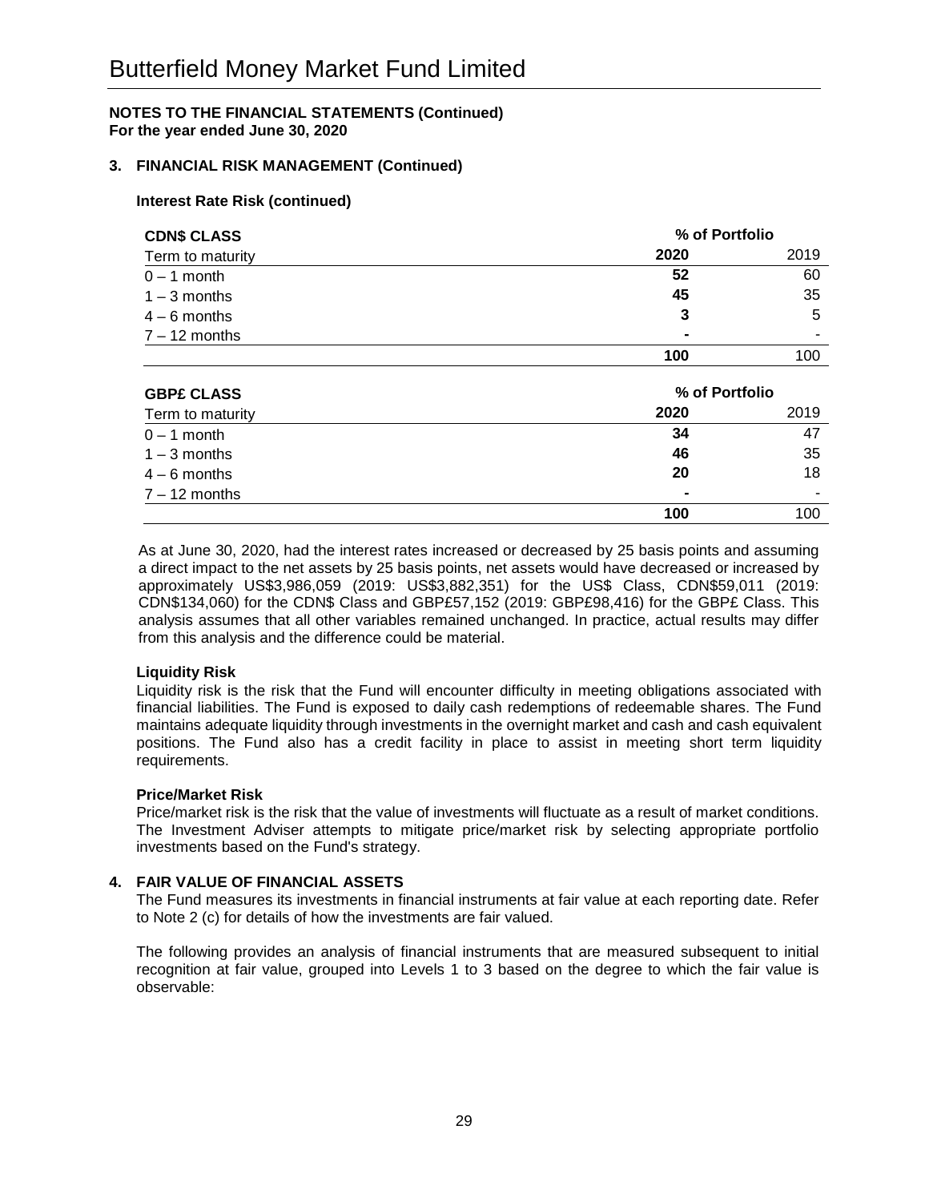# Butterfield Money Market Fund Limited

**NOTES TO THE FINANCIAL STATEMENTS (Continued)**
**For the year ended June 30, 2020**

### 3. FINANCIAL RISK MANAGEMENT (Continued)

**Interest Rate Risk (continued)**

| **CDN$ CLASS** | % of Portfolio | |
|---|---|---|
| Term to maturity | **2020** | 2019 |
| 0 – 1 month | **52** | 60 |
| 1 – 3 months | **45** | 35 |
| 4 – 6 months | **3** | 5 |
| 7 – 12 months | **-** | - |
| | **100** | 100 |

| **GBP£ CLASS** | % of Portfolio | |
|---|---|---|
| Term to maturity | **2020** | 2019 |
| 0 – 1 month | **34** | 47 |
| 1 – 3 months | **46** | 35 |
| 4 – 6 months | **20** | 18 |
| 7 – 12 months | **-** | - |
| | **100** | 100 |

As at June 30, 2020, had the interest rates increased or decreased by 25 basis points and assuming a direct impact to the net assets by 25 basis points, net assets would have decreased or increased by approximately US$3,986,059 (2019: US$3,882,351) for the US$ Class, CDN$59,011 (2019: CDN$134,060) for the CDN$ Class and GBP£57,152 (2019: GBP£98,416) for the GBP£ Class. This analysis assumes that all other variables remained unchanged. In practice, actual results may differ from this analysis and the difference could be material.

**Liquidity Risk**
Liquidity risk is the risk that the Fund will encounter difficulty in meeting obligations associated with financial liabilities. The Fund is exposed to daily cash redemptions of redeemable shares. The Fund maintains adequate liquidity through investments in the overnight market and cash and cash equivalent positions. The Fund also has a credit facility in place to assist in meeting short term liquidity requirements.

**Price/Market Risk**
Price/market risk is the risk that the value of investments will fluctuate as a result of market conditions. The Investment Adviser attempts to mitigate price/market risk by selecting appropriate portfolio investments based on the Fund's strategy.

### 4. FAIR VALUE OF FINANCIAL ASSETS

The Fund measures its investments in financial instruments at fair value at each reporting date. Refer to Note 2 (c) for details of how the investments are fair valued.

The following provides an analysis of financial instruments that are measured subsequent to initial recognition at fair value, grouped into Levels 1 to 3 based on the degree to which the fair value is observable: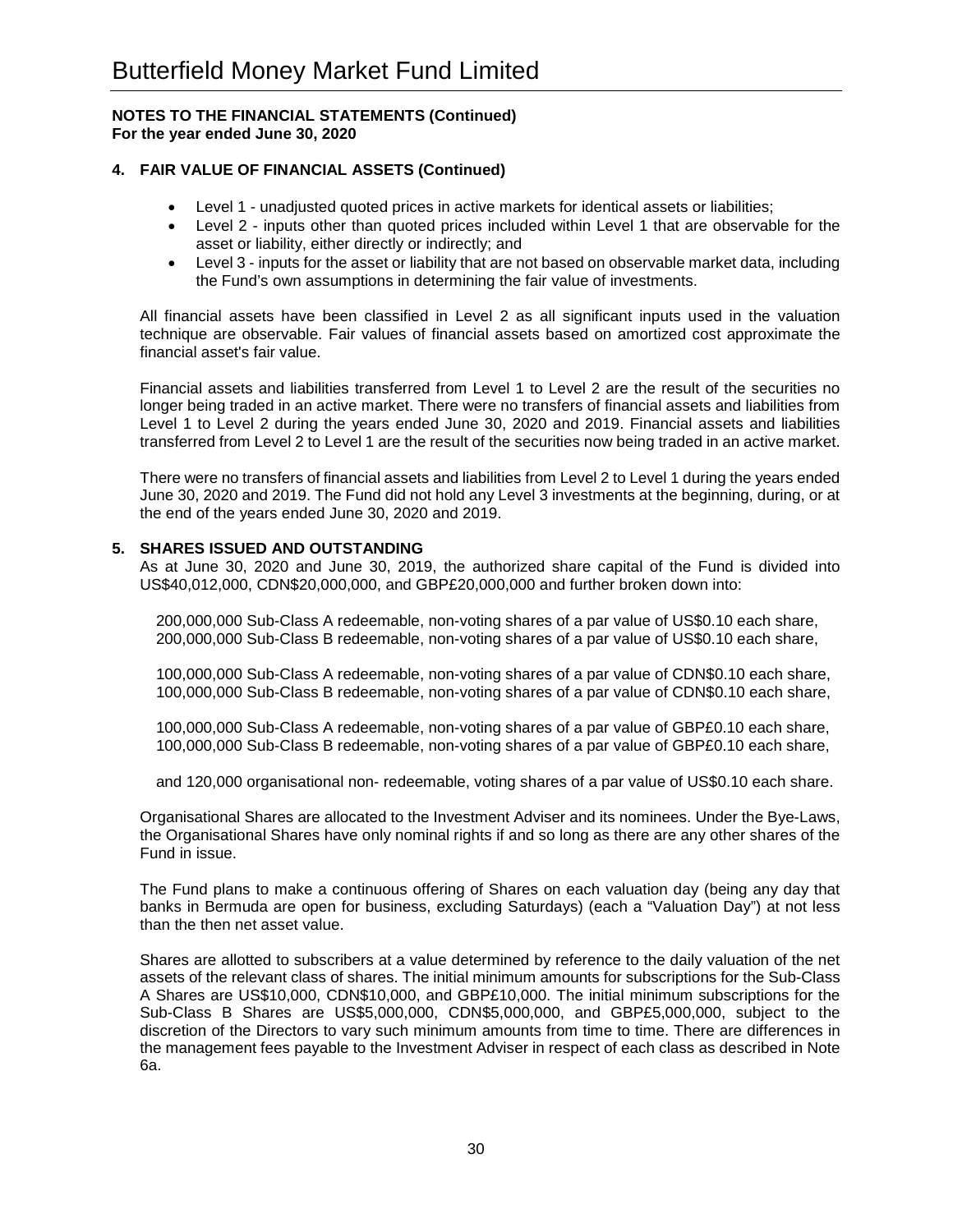# Butterfield Money Market Fund Limited

**NOTES TO THE FINANCIAL STATEMENTS (Continued)**
**For the year ended June 30, 2020**

### 4. FAIR VALUE OF FINANCIAL ASSETS (Continued)

- Level 1 - unadjusted quoted prices in active markets for identical assets or liabilities;
- Level 2 - inputs other than quoted prices included within Level 1 that are observable for the asset or liability, either directly or indirectly; and
- Level 3 - inputs for the asset or liability that are not based on observable market data, including the Fund's own assumptions in determining the fair value of investments.

All financial assets have been classified in Level 2 as all significant inputs used in the valuation technique are observable. Fair values of financial assets based on amortized cost approximate the financial asset's fair value.

Financial assets and liabilities transferred from Level 1 to Level 2 are the result of the securities no longer being traded in an active market. There were no transfers of financial assets and liabilities from Level 1 to Level 2 during the years ended June 30, 2020 and 2019. Financial assets and liabilities transferred from Level 2 to Level 1 are the result of the securities now being traded in an active market.

There were no transfers of financial assets and liabilities from Level 2 to Level 1 during the years ended June 30, 2020 and 2019. The Fund did not hold any Level 3 investments at the beginning, during, or at the end of the years ended June 30, 2020 and 2019.

### 5. SHARES ISSUED AND OUTSTANDING

As at June 30, 2020 and June 30, 2019, the authorized share capital of the Fund is divided into US$40,012,000, CDN$20,000,000, and GBP£20,000,000 and further broken down into:

200,000,000 Sub-Class A redeemable, non-voting shares of a par value of US$0.10 each share,
200,000,000 Sub-Class B redeemable, non-voting shares of a par value of US$0.10 each share,

100,000,000 Sub-Class A redeemable, non-voting shares of a par value of CDN$0.10 each share,
100,000,000 Sub-Class B redeemable, non-voting shares of a par value of CDN$0.10 each share,

100,000,000 Sub-Class A redeemable, non-voting shares of a par value of GBP£0.10 each share,
100,000,000 Sub-Class B redeemable, non-voting shares of a par value of GBP£0.10 each share,

and 120,000 organisational non- redeemable, voting shares of a par value of US$0.10 each share.

Organisational Shares are allocated to the Investment Adviser and its nominees. Under the Bye-Laws, the Organisational Shares have only nominal rights if and so long as there are any other shares of the Fund in issue.

The Fund plans to make a continuous offering of Shares on each valuation day (being any day that banks in Bermuda are open for business, excluding Saturdays) (each a "Valuation Day") at not less than the then net asset value.

Shares are allotted to subscribers at a value determined by reference to the daily valuation of the net assets of the relevant class of shares. The initial minimum amounts for subscriptions for the Sub-Class A Shares are US$10,000, CDN$10,000, and GBP£10,000. The initial minimum subscriptions for the Sub-Class B Shares are US$5,000,000, CDN$5,000,000, and GBP£5,000,000, subject to the discretion of the Directors to vary such minimum amounts from time to time. There are differences in the management fees payable to the Investment Adviser in respect of each class as described in Note 6a.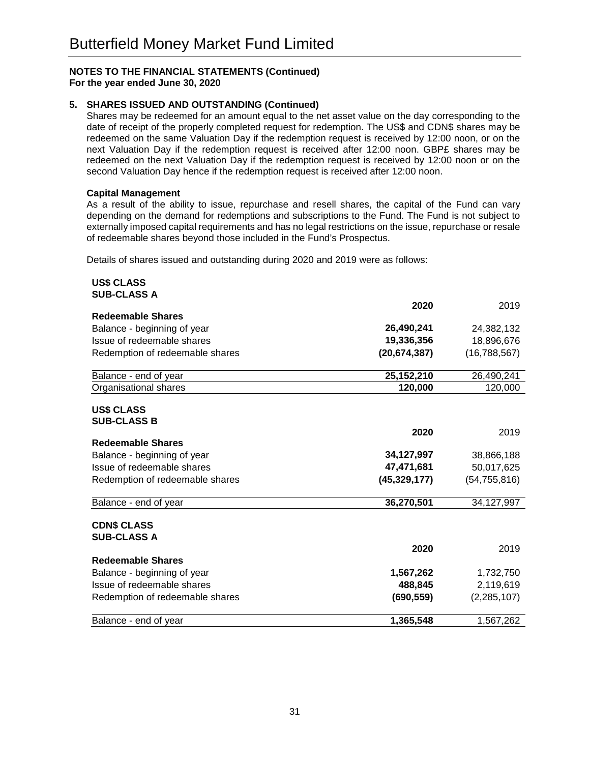# Butterfield Money Market Fund Limited

**NOTES TO THE FINANCIAL STATEMENTS (Continued)**
**For the year ended June 30, 2020**

## 5. SHARES ISSUED AND OUTSTANDING (Continued)

Shares may be redeemed for an amount equal to the net asset value on the day corresponding to the date of receipt of the properly completed request for redemption. The US$ and CDN$ shares may be redeemed on the same Valuation Day if the redemption request is received by 12:00 noon, or on the next Valuation Day if the redemption request is received after 12:00 noon. GBP£ shares may be redeemed on the next Valuation Day if the redemption request is received by 12:00 noon or on the second Valuation Day hence if the redemption request is received after 12:00 noon.

### Capital Management

As a result of the ability to issue, repurchase and resell shares, the capital of the Fund can vary depending on the demand for redemptions and subscriptions to the Fund. The Fund is not subject to externally imposed capital requirements and has no legal restrictions on the issue, repurchase or resale of redeemable shares beyond those included in the Fund's Prospectus.

Details of shares issued and outstanding during 2020 and 2019 were as follows:

**US$ CLASS**
**SUB-CLASS A**

| | **2020** | 2019 |
|---|---|---|
| **Redeemable Shares** | | |
| Balance - beginning of year | **26,490,241** | 24,382,132 |
| Issue of redeemable shares | **19,336,356** | 18,896,676 |
| Redemption of redeemable shares | **(20,674,387)** | (16,788,567) |
| Balance - end of year | **25,152,210** | 26,490,241 |
| Organisational shares | **120,000** | 120,000 |

**US$ CLASS**
**SUB-CLASS B**

| | **2020** | 2019 |
|---|---|---|
| **Redeemable Shares** | | |
| Balance - beginning of year | **34,127,997** | 38,866,188 |
| Issue of redeemable shares | **47,471,681** | 50,017,625 |
| Redemption of redeemable shares | **(45,329,177)** | (54,755,816) |
| Balance - end of year | **36,270,501** | 34,127,997 |

**CDN$ CLASS**
**SUB-CLASS A**

| | **2020** | 2019 |
|---|---|---|
| **Redeemable Shares** | | |
| Balance - beginning of year | **1,567,262** | 1,732,750 |
| Issue of redeemable shares | **488,845** | 2,119,619 |
| Redemption of redeemable shares | **(690,559)** | (2,285,107) |
| Balance - end of year | **1,365,548** | 1,567,262 |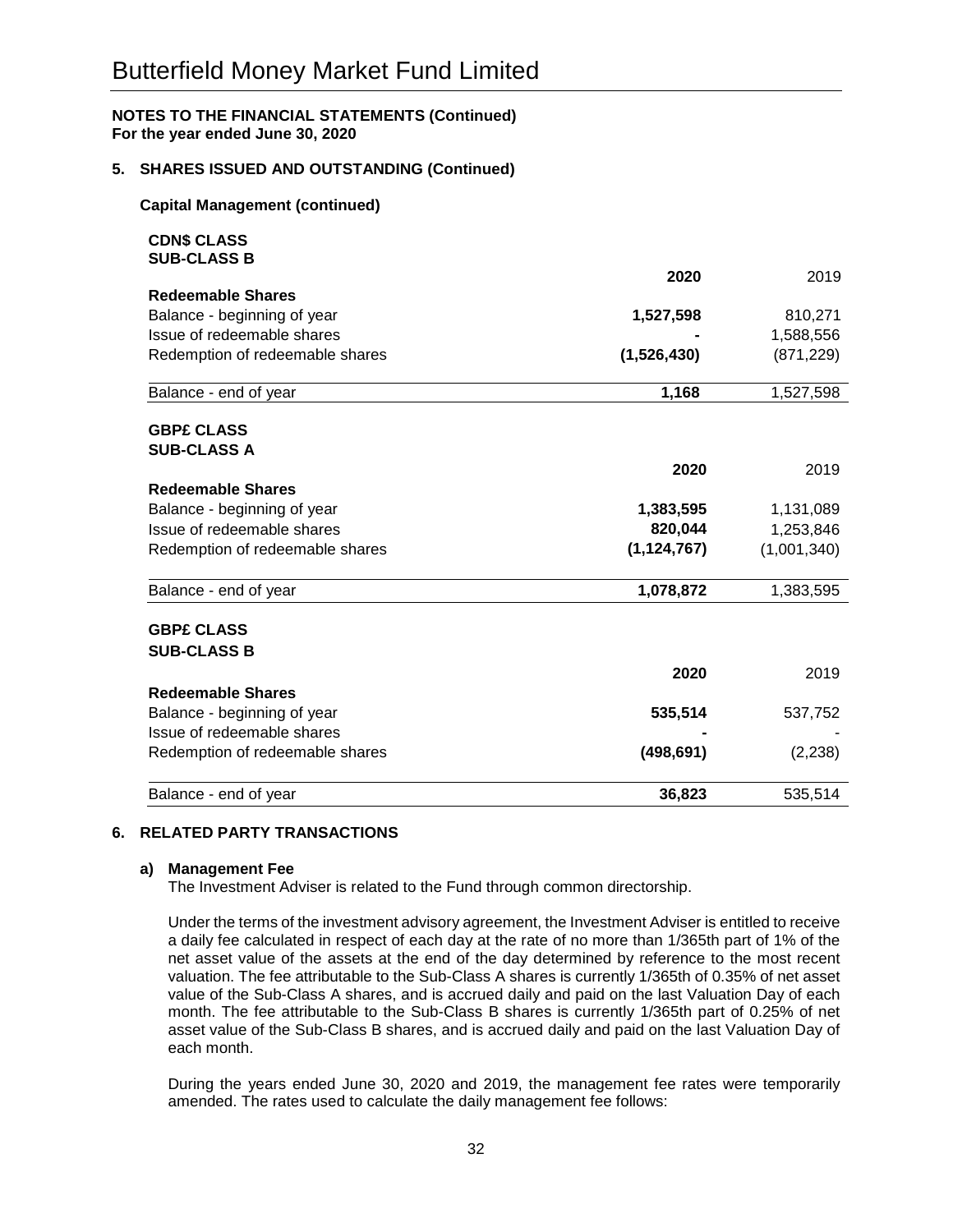# Butterfield Money Market Fund Limited

**NOTES TO THE FINANCIAL STATEMENTS (Continued)**
**For the year ended June 30, 2020**

## 5. SHARES ISSUED AND OUTSTANDING (Continued)

### Capital Management (continued)

**CDN$ CLASS**
**SUB-CLASS B**

| | **2020** | 2019 |
|---|---|---|
| **Redeemable Shares** | | |
| Balance - beginning of year | **1,527,598** | 810,271 |
| Issue of redeemable shares | **-** | 1,588,556 |
| Redemption of redeemable shares | **(1,526,430)** | (871,229) |
| Balance - end of year | **1,168** | 1,527,598 |

**GBP£ CLASS**
**SUB-CLASS A**

| | **2020** | 2019 |
|---|---|---|
| **Redeemable Shares** | | |
| Balance - beginning of year | **1,383,595** | 1,131,089 |
| Issue of redeemable shares | **820,044** | 1,253,846 |
| Redemption of redeemable shares | **(1,124,767)** | (1,001,340) |
| Balance - end of year | **1,078,872** | 1,383,595 |

**GBP£ CLASS**
**SUB-CLASS B**

| | **2020** | 2019 |
|---|---|---|
| **Redeemable Shares** | | |
| Balance - beginning of year | **535,514** | 537,752 |
| Issue of redeemable shares | **-** | - |
| Redemption of redeemable shares | **(498,691)** | (2,238) |
| Balance - end of year | **36,823** | 535,514 |

## 6. RELATED PARTY TRANSACTIONS

### a) Management Fee

The Investment Adviser is related to the Fund through common directorship.

Under the terms of the investment advisory agreement, the Investment Adviser is entitled to receive a daily fee calculated in respect of each day at the rate of no more than 1/365th part of 1% of the net asset value of the assets at the end of the day determined by reference to the most recent valuation. The fee attributable to the Sub-Class A shares is currently 1/365th of 0.35% of net asset value of the Sub-Class A shares, and is accrued daily and paid on the last Valuation Day of each month. The fee attributable to the Sub-Class B shares is currently 1/365th part of 0.25% of net asset value of the Sub-Class B shares, and is accrued daily and paid on the last Valuation Day of each month.

During the years ended June 30, 2020 and 2019, the management fee rates were temporarily amended. The rates used to calculate the daily management fee follows: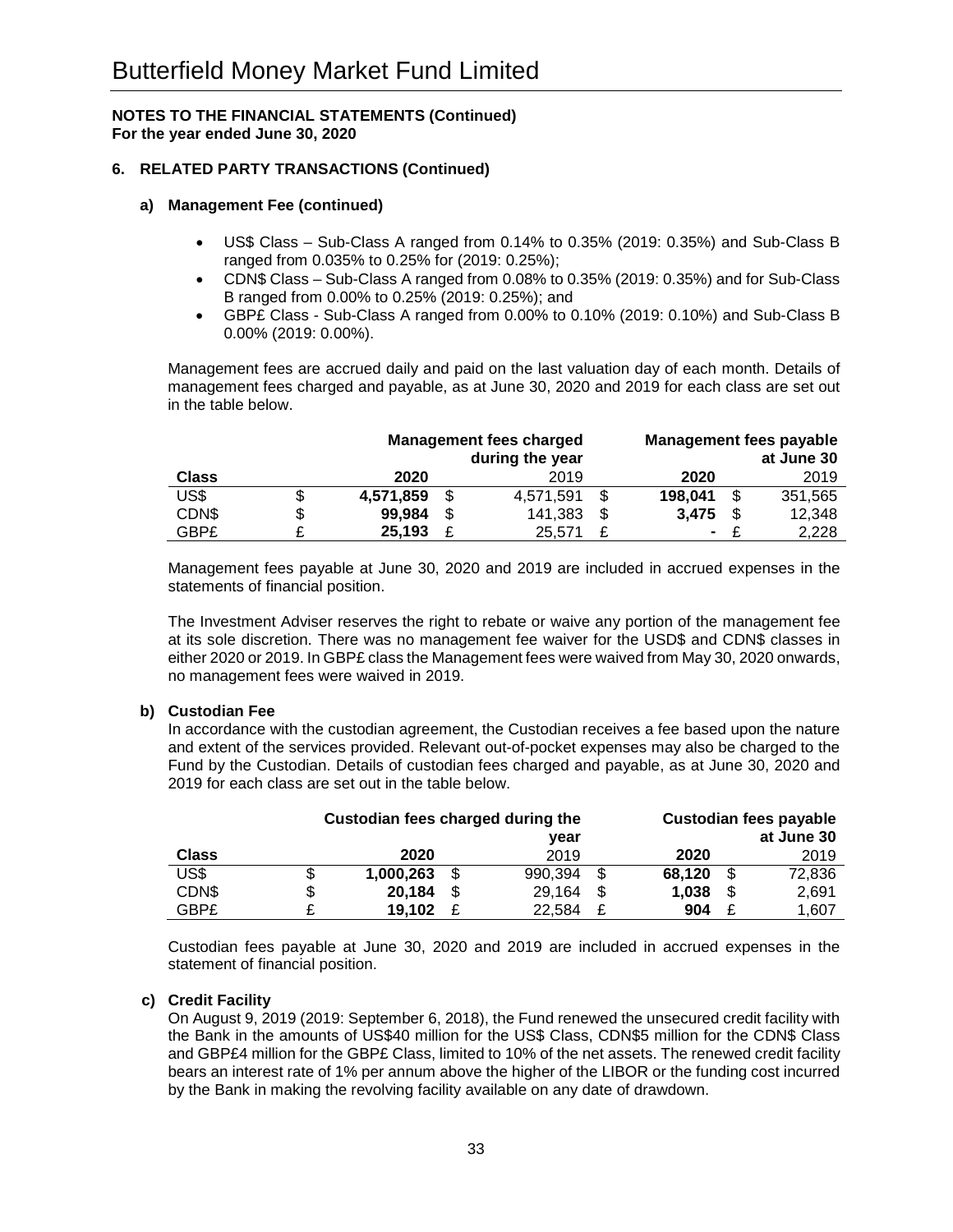# Butterfield Money Market Fund Limited

**NOTES TO THE FINANCIAL STATEMENTS (Continued)**
**For the year ended June 30, 2020**

## 6. RELATED PARTY TRANSACTIONS (Continued)

### a) Management Fee (continued)

- US$ Class – Sub-Class A ranged from 0.14% to 0.35% (2019: 0.35%) and Sub-Class B ranged from 0.035% to 0.25% for (2019: 0.25%);
- CDN$ Class – Sub-Class A ranged from 0.08% to 0.35% (2019: 0.35%) and for Sub-Class B ranged from 0.00% to 0.25% (2019: 0.25%); and
- GBP£ Class - Sub-Class A ranged from 0.00% to 0.10% (2019: 0.10%) and Sub-Class B 0.00% (2019: 0.00%).

Management fees are accrued daily and paid on the last valuation day of each month. Details of management fees charged and payable, as at June 30, 2020 and 2019 for each class are set out in the table below.

| | | Management fees charged during the year | | | | Management fees payable at June 30 | | |
|---|---|---|---|---|---|---|---|---|
| **Class** | | **2020** | | 2019 | | **2020** | | 2019 |
| US$ | $ | **4,571,859** | $ | 4,571,591 | $ | **198,041** | $ | 351,565 |
| CDN$ | $ | **99,984** | $ | 141,383 | $ | **3,475** | $ | 12,348 |
| GBP£ | £ | **25,193** | £ | 25,571 | £ | **-** | £ | 2,228 |

Management fees payable at June 30, 2020 and 2019 are included in accrued expenses in the statements of financial position.

The Investment Adviser reserves the right to rebate or waive any portion of the management fee at its sole discretion. There was no management fee waiver for the USD$ and CDN$ classes in either 2020 or 2019. In GBP£ class the Management fees were waived from May 30, 2020 onwards, no management fees were waived in 2019.

### b) Custodian Fee

In accordance with the custodian agreement, the Custodian receives a fee based upon the nature and extent of the services provided. Relevant out-of-pocket expenses may also be charged to the Fund by the Custodian. Details of custodian fees charged and payable, as at June 30, 2020 and 2019 for each class are set out in the table below.

| | | Custodian fees charged during the year | | | | Custodian fees payable at June 30 | | |
|---|---|---|---|---|---|---|---|---|
| **Class** | | **2020** | | 2019 | | **2020** | | 2019 |
| US$ | $ | **1,000,263** | $ | 990,394 | $ | **68,120** | $ | 72,836 |
| CDN$ | $ | **20,184** | $ | 29,164 | $ | **1,038** | $ | 2,691 |
| GBP£ | £ | **19,102** | £ | 22,584 | £ | **904** | £ | 1,607 |

Custodian fees payable at June 30, 2020 and 2019 are included in accrued expenses in the statement of financial position.

### c) Credit Facility

On August 9, 2019 (2019: September 6, 2018), the Fund renewed the unsecured credit facility with the Bank in the amounts of US$40 million for the US$ Class, CDN$5 million for the CDN$ Class and GBP£4 million for the GBP£ Class, limited to 10% of the net assets. The renewed credit facility bears an interest rate of 1% per annum above the higher of the LIBOR or the funding cost incurred by the Bank in making the revolving facility available on any date of drawdown.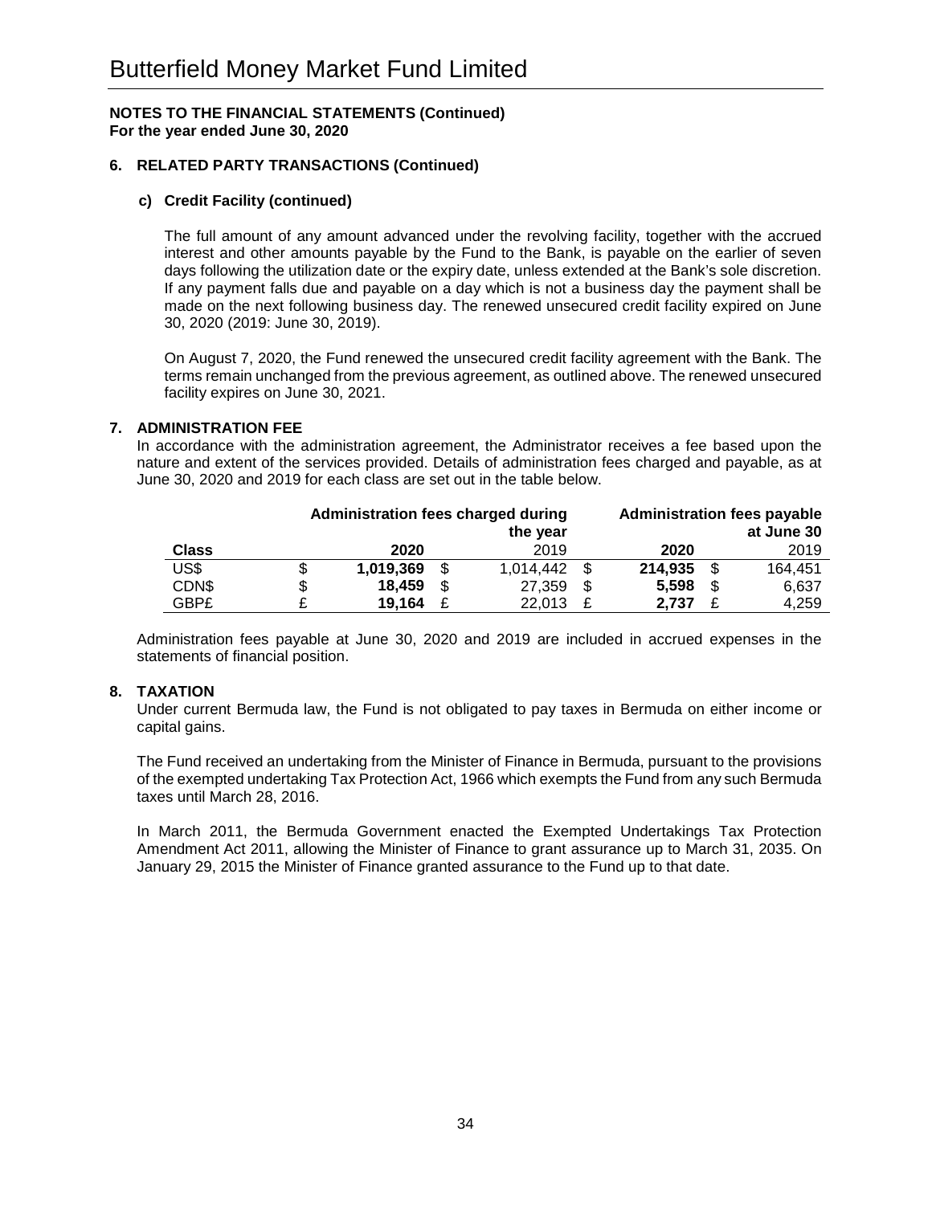# Butterfield Money Market Fund Limited

**NOTES TO THE FINANCIAL STATEMENTS (Continued)**
**For the year ended June 30, 2020**

### 6. RELATED PARTY TRANSACTIONS (Continued)

#### c) Credit Facility (continued)

The full amount of any amount advanced under the revolving facility, together with the accrued interest and other amounts payable by the Fund to the Bank, is payable on the earlier of seven days following the utilization date or the expiry date, unless extended at the Bank's sole discretion. If any payment falls due and payable on a day which is not a business day the payment shall be made on the next following business day. The renewed unsecured credit facility expired on June 30, 2020 (2019: June 30, 2019).

On August 7, 2020, the Fund renewed the unsecured credit facility agreement with the Bank. The terms remain unchanged from the previous agreement, as outlined above. The renewed unsecured facility expires on June 30, 2021.

### 7. ADMINISTRATION FEE

In accordance with the administration agreement, the Administrator receives a fee based upon the nature and extent of the services provided. Details of administration fees charged and payable, as at June 30, 2020 and 2019 for each class are set out in the table below.

| | Administration fees charged during the year | | | | Administration fees payable at June 30 | | | |
|---|---|---|---|---|---|---|---|---|
| **Class** | | **2020** | | 2019 | | **2020** | | 2019 |
| US$ | $ | **1,019,369** | $ | 1,014,442 | $ | **214,935** | $ | 164,451 |
| CDN$ | $ | **18,459** | $ | 27,359 | $ | **5,598** | $ | 6,637 |
| GBP£ | £ | **19,164** | £ | 22,013 | £ | **2,737** | £ | 4,259 |

Administration fees payable at June 30, 2020 and 2019 are included in accrued expenses in the statements of financial position.

### 8. TAXATION

Under current Bermuda law, the Fund is not obligated to pay taxes in Bermuda on either income or capital gains.

The Fund received an undertaking from the Minister of Finance in Bermuda, pursuant to the provisions of the exempted undertaking Tax Protection Act, 1966 which exempts the Fund from any such Bermuda taxes until March 28, 2016.

In March 2011, the Bermuda Government enacted the Exempted Undertakings Tax Protection Amendment Act 2011, allowing the Minister of Finance to grant assurance up to March 31, 2035. On January 29, 2015 the Minister of Finance granted assurance to the Fund up to that date.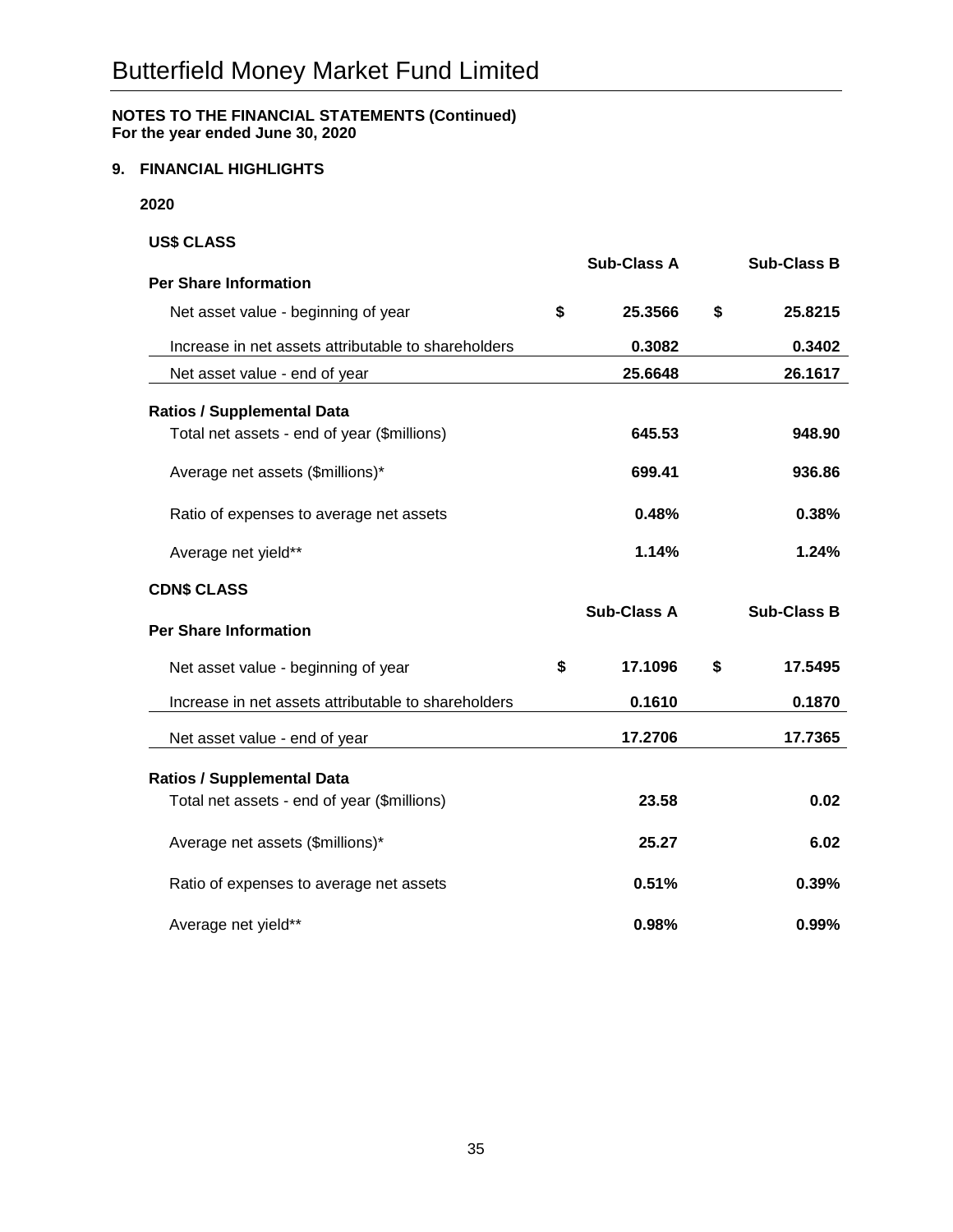# Butterfield Money Market Fund Limited

**NOTES TO THE FINANCIAL STATEMENTS (Continued)**
**For the year ended June 30, 2020**

## 9. FINANCIAL HIGHLIGHTS

**2020**

**US$ CLASS**

| | Sub-Class A | Sub-Class B |
|---|---|---|
| **Per Share Information** | | |
| Net asset value - beginning of year | $ 25.3566 | $ 25.8215 |
| Increase in net assets attributable to shareholders | 0.3082 | 0.3402 |
| Net asset value - end of year | 25.6648 | 26.1617 |
| **Ratios / Supplemental Data** | | |
| Total net assets - end of year ($millions) | 645.53 | 948.90 |
| Average net assets ($millions)* | 699.41 | 936.86 |
| Ratio of expenses to average net assets | 0.48% | 0.38% |
| Average net yield** | 1.14% | 1.24% |

**CDN$ CLASS**

| | Sub-Class A | Sub-Class B |
|---|---|---|
| **Per Share Information** | | |
| Net asset value - beginning of year | $ 17.1096 | $ 17.5495 |
| Increase in net assets attributable to shareholders | 0.1610 | 0.1870 |
| Net asset value - end of year | 17.2706 | 17.7365 |
| **Ratios / Supplemental Data** | | |
| Total net assets - end of year ($millions) | 23.58 | 0.02 |
| Average net assets ($millions)* | 25.27 | 6.02 |
| Ratio of expenses to average net assets | 0.51% | 0.39% |
| Average net yield** | 0.98% | 0.99% |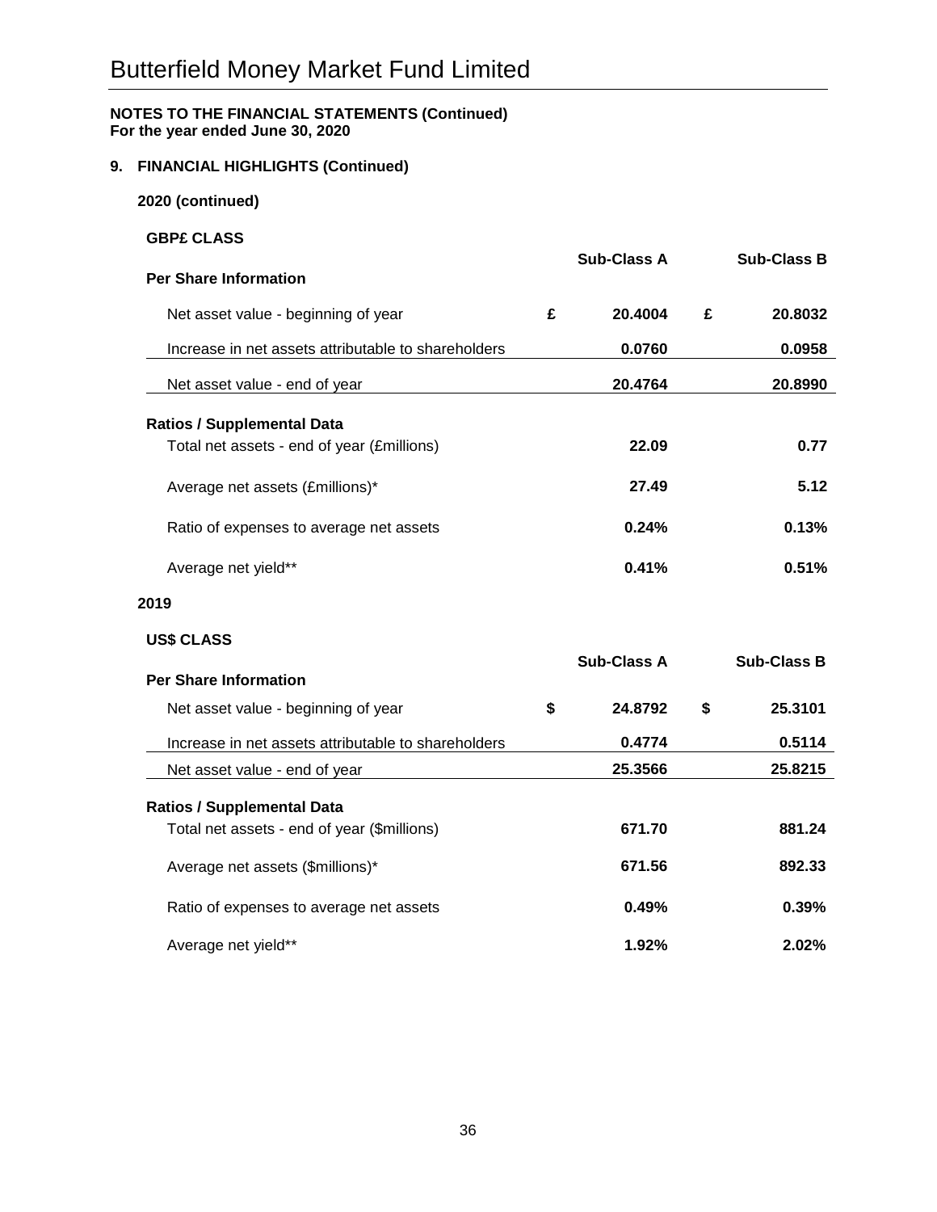# Butterfield Money Market Fund Limited

**NOTES TO THE FINANCIAL STATEMENTS (Continued)**
**For the year ended June 30, 2020**

## 9. FINANCIAL HIGHLIGHTS (Continued)

### 2020 (continued)

**GBP£ CLASS**

| **Per Share Information** | | **Sub-Class A** | | **Sub-Class B** |
|---|---|---|---|---|
| Net asset value - beginning of year | **£** | **20.4004** | **£** | **20.8032** |
| Increase in net assets attributable to shareholders | | **0.0760** | | **0.0958** |
| Net asset value - end of year | | **20.4764** | | **20.8990** |
| **Ratios / Supplemental Data** | | | | |
| Total net assets - end of year (£millions) | | **22.09** | | **0.77** |
| Average net assets (£millions)* | | **27.49** | | **5.12** |
| Ratio of expenses to average net assets | | **0.24%** | | **0.13%** |
| Average net yield** | | **0.41%** | | **0.51%** |

### 2019

**US$ CLASS**

| **Per Share Information** | | **Sub-Class A** | | **Sub-Class B** |
|---|---|---|---|---|
| Net asset value - beginning of year | **$** | **24.8792** | **$** | **25.3101** |
| Increase in net assets attributable to shareholders | | **0.4774** | | **0.5114** |
| Net asset value - end of year | | **25.3566** | | **25.8215** |
| **Ratios / Supplemental Data** | | | | |
| Total net assets - end of year ($millions) | | **671.70** | | **881.24** |
| Average net assets ($millions)* | | **671.56** | | **892.33** |
| Ratio of expenses to average net assets | | **0.49%** | | **0.39%** |
| Average net yield** | | **1.92%** | | **2.02%** |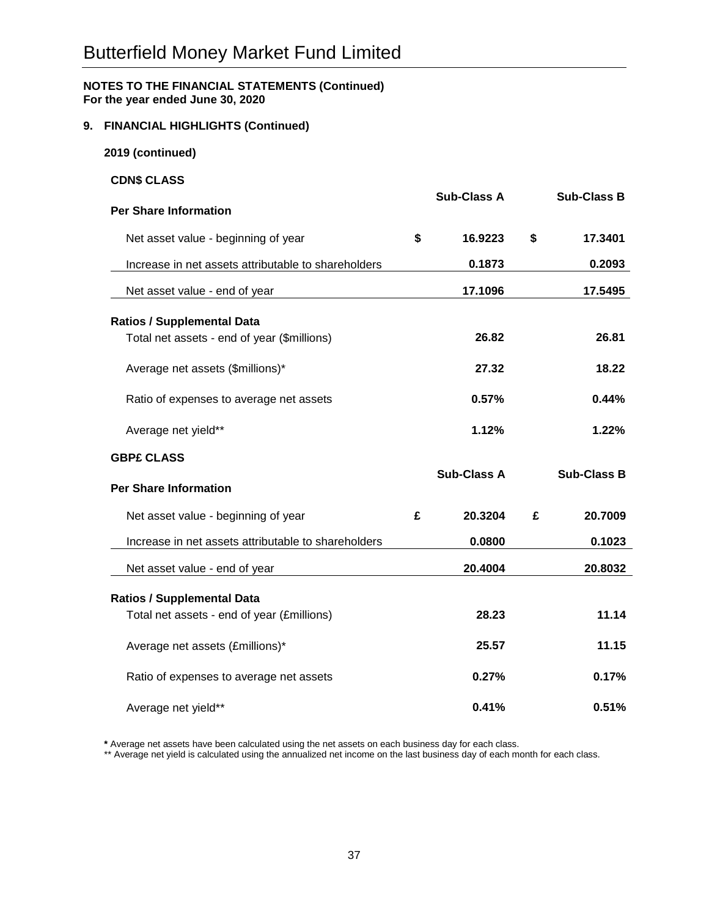# Butterfield Money Market Fund Limited

**NOTES TO THE FINANCIAL STATEMENTS (Continued)**
**For the year ended June 30, 2020**

**9. FINANCIAL HIGHLIGHTS (Continued)**

**2019 (continued)**

**CDN$ CLASS**

| **Per Share Information** | | **Sub-Class A** | | **Sub-Class B** |
|---|---|---|---|---|
| Net asset value - beginning of year | $ | 16.9223 | $ | 17.3401 |
| Increase in net assets attributable to shareholders | | 0.1873 | | 0.2093 |
| Net asset value - end of year | | 17.1096 | | 17.5495 |
| **Ratios / Supplemental Data** | | | | |
| Total net assets - end of year ($millions) | | 26.82 | | 26.81 |
| Average net assets ($millions)* | | 27.32 | | 18.22 |
| Ratio of expenses to average net assets | | 0.57% | | 0.44% |
| Average net yield** | | 1.12% | | 1.22% |

**GBP£ CLASS**

| **Per Share Information** | | **Sub-Class A** | | **Sub-Class B** |
|---|---|---|---|---|
| Net asset value - beginning of year | £ | 20.3204 | £ | 20.7009 |
| Increase in net assets attributable to shareholders | | 0.0800 | | 0.1023 |
| Net asset value - end of year | | 20.4004 | | 20.8032 |
| **Ratios / Supplemental Data** | | | | |
| Total net assets - end of year (£millions) | | 28.23 | | 11.14 |
| Average net assets (£millions)* | | 25.57 | | 11.15 |
| Ratio of expenses to average net assets | | 0.27% | | 0.17% |
| Average net yield** | | 0.41% | | 0.51% |

* Average net assets have been calculated using the net assets on each business day for each class.
** Average net yield is calculated using the annualized net income on the last business day of each month for each class.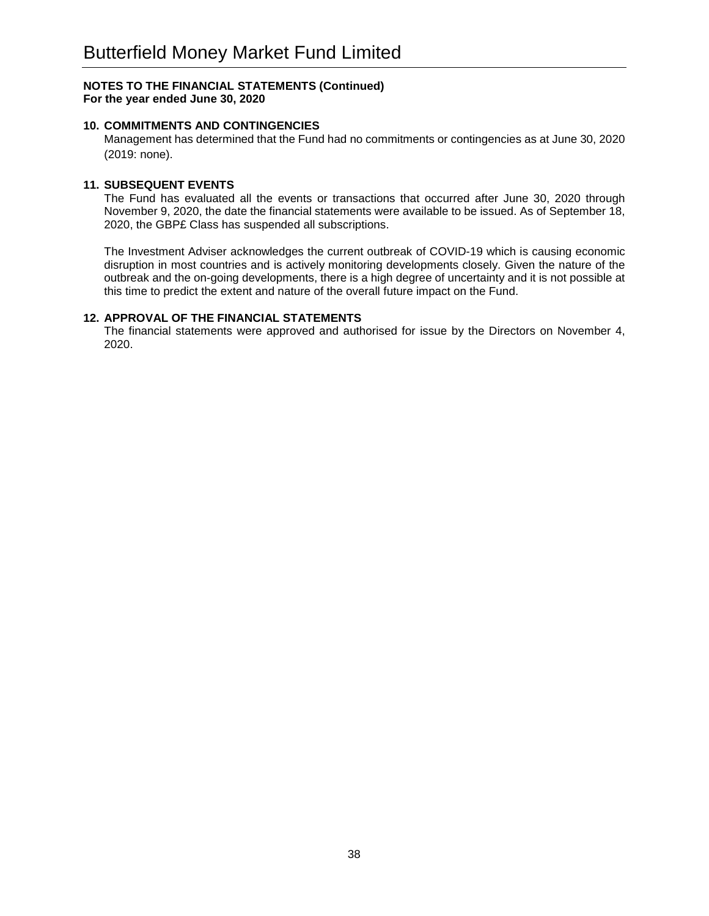**NOTES TO THE FINANCIAL STATEMENTS (Continued)**
**For the year ended June 30, 2020**

## 10. COMMITMENTS AND CONTINGENCIES

Management has determined that the Fund had no commitments or contingencies as at June 30, 2020 (2019: none).

## 11. SUBSEQUENT EVENTS

The Fund has evaluated all the events or transactions that occurred after June 30, 2020 through November 9, 2020, the date the financial statements were available to be issued. As of September 18, 2020, the GBP£ Class has suspended all subscriptions.

The Investment Adviser acknowledges the current outbreak of COVID-19 which is causing economic disruption in most countries and is actively monitoring developments closely. Given the nature of the outbreak and the on-going developments, there is a high degree of uncertainty and it is not possible at this time to predict the extent and nature of the overall future impact on the Fund.

## 12. APPROVAL OF THE FINANCIAL STATEMENTS

The financial statements were approved and authorised for issue by the Directors on November 4, 2020.